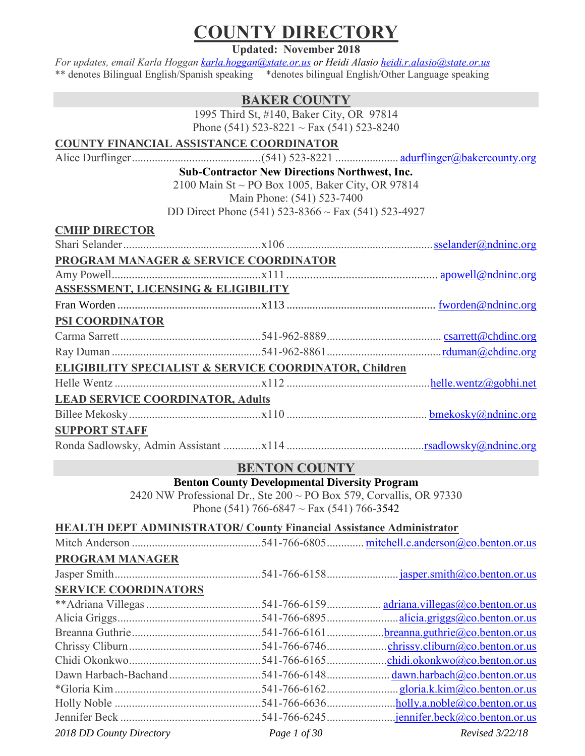# COUNTY DIRECTORY

**Updated: November 2018**

*For updates, email Karla Hoggan karla.hoggan@state.or.us or Heidi Alasio heidi.r.alasio@state.or.us*

** denotes Bilingual English/Spanish speaking  *denotes bilingual English/Other Language speaking

## BAKER COUNTY

1995 Third St, #140, Baker City, OR 97814
Phone (541) 523-8221 ~ Fax (541) 523-8240

### COUNTY FINANCIAL ASSISTANCE COORDINATOR

Alice Durflinger ............ (541) 523-8221 ............ adurflinger@bakercounty.org

**Sub-Contractor New Directions Northwest, Inc.**
2100 Main St ~ PO Box 1005, Baker City, OR 97814
Main Phone: (541) 523-7400
DD Direct Phone (541) 523-8366 ~ Fax (541) 523-4927

### CMHP DIRECTOR

Shari Selander ............ x106 ............ sselander@ndninc.org

### PROGRAM MANAGER & SERVICE COORDINATOR

Amy Powell ............ x111 ............ apowell@ndninc.org

### ASSESSMENT, LICENSING & ELIGIBILITY

Fran Worden ............ x113 ............ fworden@ndninc.org

### PSI COORDINATOR

Carma Sarrett ............ 541-962-8889 ............ csarrett@chdinc.org
Ray Duman ............ 541-962-8861 ............ rduman@chdinc.org

### ELIGIBILITY SPECIALIST & SERVICE COORDINATOR, Children

Helle Wentz ............ x112 ............ helle.wentz@gobhi.net

### LEAD SERVICE COORDINATOR, Adults

Billee Mekosky ............ x110 ............ bmekosky@ndninc.org

### SUPPORT STAFF

Ronda Sadlowsky, Admin Assistant ............ x114 ............ rsadlowsky@ndninc.org

## BENTON COUNTY

**Benton County Developmental Diversity Program**
2420 NW Professional Dr., Ste 200 ~ PO Box 579, Corvallis, OR 97330
Phone (541) 766-6847 ~ Fax (541) 766-3542

### HEALTH DEPT ADMINISTRATOR/ County Financial Assistance Administrator

Mitch Anderson ............ 541-766-6805 ............ mitchell.c.anderson@co.benton.or.us

### PROGRAM MANAGER

Jasper Smith ............ 541-766-6158 ............ jasper.smith@co.benton.or.us

### SERVICE COORDINATORS

**Adriana Villegas ............ 541-766-6159 ............ adriana.villegas@co.benton.or.us
Alicia Griggs ............ 541-766-6895 ............ alicia.griggs@co.benton.or.us
Breanna Guthrie ............ 541-766-6161 ............ breanna.guthrie@co.benton.or.us
Chrissy Cliburn ............ 541-766-6746 ............ chrissy.cliburn@co.benton.or.us
Chidi Okonkwo ............ 541-766-6165 ............ chidi.okonkwo@co.benton.or.us
Dawn Harbach-Bachand ............ 541-766-6148 ............ dawn.harbach@co.benton.or.us
*Gloria Kim ............ 541-766-6162 ............ gloria.k.kim@co.benton.or.us
Holly Noble ............ 541-766-6636 ............ holly.a.noble@co.benton.or.us
Jennifer Beck ............ 541-766-6245 ............ jennifer.beck@co.benton.or.us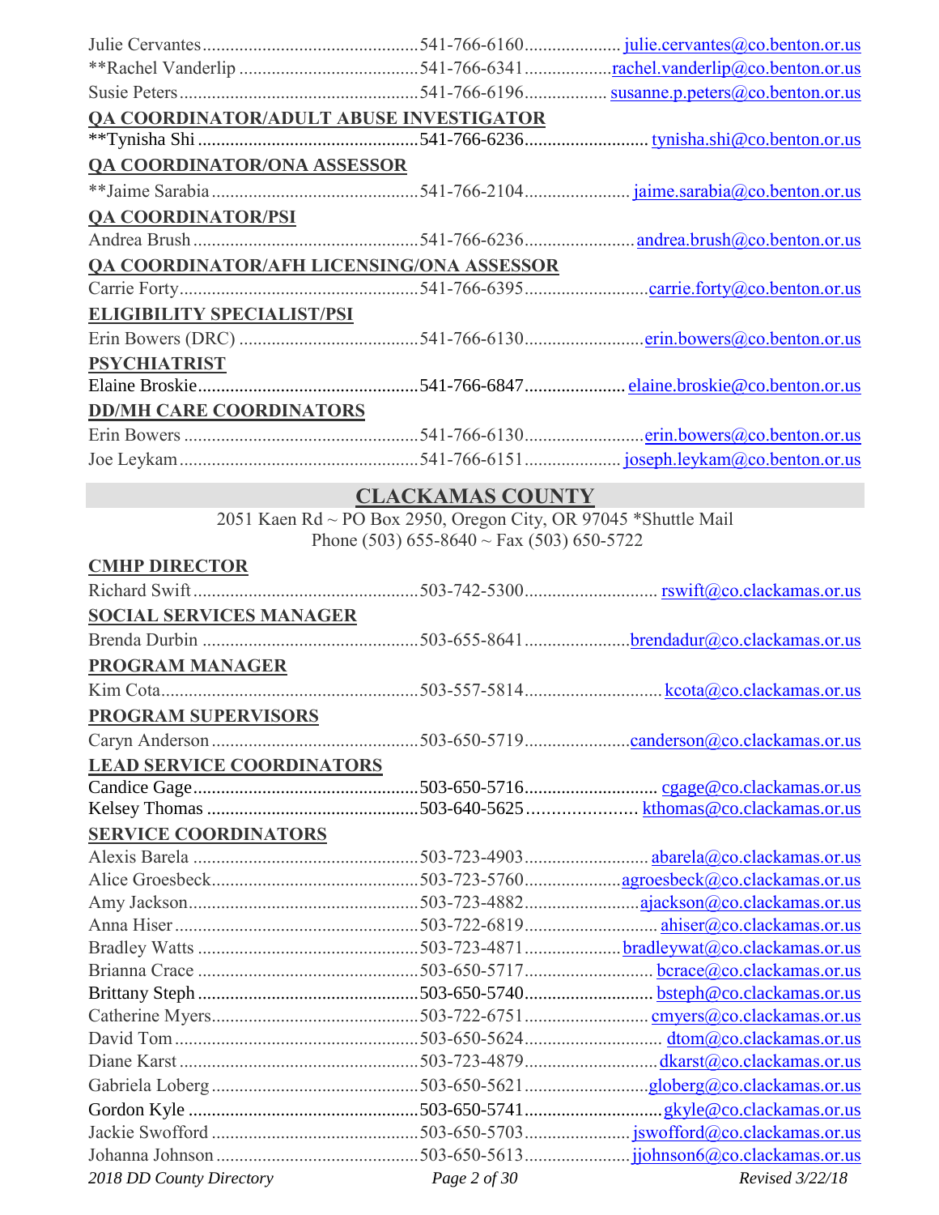Julie Cervantes ........ 541-766-6160 ........ julie.cervantes@co.benton.or.us
**Rachel Vanderlip ........ 541-766-6341 ........ rachel.vanderlip@co.benton.or.us
Susie Peters ........ 541-766-6196 ........ susanne.p.peters@co.benton.or.us

**QA COORDINATOR/ADULT ABUSE INVESTIGATOR**

**Tynisha Shi ........ 541-766-6236 ........ tynisha.shi@co.benton.or.us

**QA COORDINATOR/ONA ASSESSOR**

**Jaime Sarabia ........ 541-766-2104 ........ jaime.sarabia@co.benton.or.us

**QA COORDINATOR/PSI**

Andrea Brush ........ 541-766-6236 ........ andrea.brush@co.benton.or.us

**QA COORDINATOR/AFH LICENSING/ONA ASSESSOR**

Carrie Forty ........ 541-766-6395 ........ carrie.forty@co.benton.or.us

**ELIGIBILITY SPECIALIST/PSI**

Erin Bowers (DRC) ........ 541-766-6130 ........ erin.bowers@co.benton.or.us

**PSYCHIATRIST**

Elaine Broskie ........ 541-766-6847 ........ elaine.broskie@co.benton.or.us

**DD/MH CARE COORDINATORS**

Erin Bowers ........ 541-766-6130 ........ erin.bowers@co.benton.or.us
Joe Leykam ........ 541-766-6151 ........ joseph.leykam@co.benton.or.us

## CLACKAMAS COUNTY

2051 Kaen Rd ~ PO Box 2950, Oregon City, OR 97045 *Shuttle Mail
Phone (503) 655-8640 ~ Fax (503) 650-5722

**CMHP DIRECTOR**

Richard Swift ........ 503-742-5300 ........ rswift@co.clackamas.or.us

**SOCIAL SERVICES MANAGER**

Brenda Durbin ........ 503-655-8641 ........ brendadur@co.clackamas.or.us

**PROGRAM MANAGER**

Kim Cota ........ 503-557-5814 ........ kcota@co.clackamas.or.us

**PROGRAM SUPERVISORS**

Caryn Anderson ........ 503-650-5719 ........ canderson@co.clackamas.or.us

**LEAD SERVICE COORDINATORS**

Candice Gage ........ 503-650-5716 ........ cgage@co.clackamas.or.us
Kelsey Thomas ........ 503-640-5625 ........ kthomas@co.clackamas.or.us

**SERVICE COORDINATORS**

Alexis Barela ........ 503-723-4903 ........ abarela@co.clackamas.or.us
Alice Groesbeck ........ 503-723-5760 ........ agroesbeck@co.clackamas.or.us
Amy Jackson ........ 503-723-4882 ........ ajackson@co.clackamas.or.us
Anna Hiser ........ 503-722-6819 ........ ahiser@co.clackamas.or.us
Bradley Watts ........ 503-723-4871 ........ bradleywat@co.clackamas.or.us
Brianna Crace ........ 503-650-5717 ........ bcrace@co.clackamas.or.us
Brittany Steph ........ 503-650-5740 ........ bsteph@co.clackamas.or.us
Catherine Myers ........ 503-722-6751 ........ cmyers@co.clackamas.or.us
David Tom ........ 503-650-5624 ........ dtom@co.clackamas.or.us
Diane Karst ........ 503-723-4879 ........ dkarst@co.clackamas.or.us
Gabriela Loberg ........ 503-650-5621 ........ globerg@co.clackamas.or.us
Gordon Kyle ........ 503-650-5741 ........ gkyle@co.clackamas.or.us
Jackie Swofford ........ 503-650-5703 ........ jswofford@co.clackamas.or.us
Johanna Johnson ........ 503-650-5613 ........ jjohnson6@co.clackamas.or.us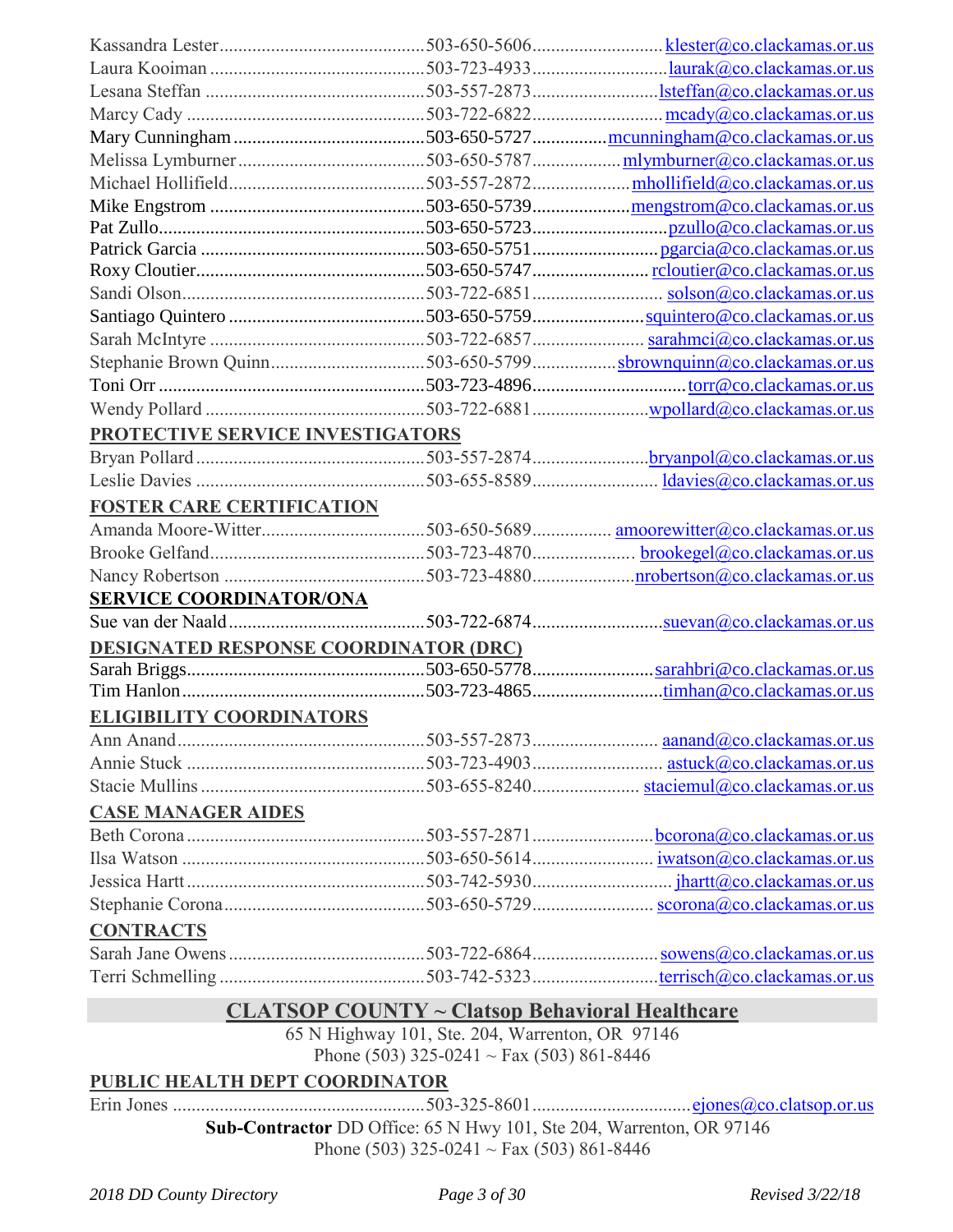| Name | Phone | Email |
|---|---|---|
| Kassandra Lester | 503-650-5606 | klester@co.clackamas.or.us |
| Laura Kooiman | 503-723-4933 | laurak@co.clackamas.or.us |
| Lesana Steffan | 503-557-2873 | lsteffan@co.clackamas.or.us |
| Marcy Cady | 503-722-6822 | mcady@co.clackamas.or.us |
| Mary Cunningham | 503-650-5727 | mcunningham@co.clackamas.or.us |
| Melissa Lymburner | 503-650-5787 | mlymburner@co.clackamas.or.us |
| Michael Hollifield | 503-557-2872 | mhollifield@co.clackamas.or.us |
| Mike Engstrom | 503-650-5739 | mengstrom@co.clackamas.or.us |
| Pat Zullo | 503-650-5723 | pzullo@co.clackamas.or.us |
| Patrick Garcia | 503-650-5751 | pgarcia@co.clackamas.or.us |
| Roxy Cloutier | 503-650-5747 | rcloutier@co.clackamas.or.us |
| Sandi Olson | 503-722-6851 | solson@co.clackamas.or.us |
| Santiago Quintero | 503-650-5759 | squintero@co.clackamas.or.us |
| Sarah McIntyre | 503-722-6857 | sarahmci@co.clackamas.or.us |
| Stephanie Brown Quinn | 503-650-5799 | sbrownquinn@co.clackamas.or.us |
| Toni Orr | 503-723-4896 | torr@co.clackamas.or.us |
| Wendy Pollard | 503-722-6881 | wpollard@co.clackamas.or.us |

**PROTECTIVE SERVICE INVESTIGATORS**

| Name | Phone | Email |
|---|---|---|
| Bryan Pollard | 503-557-2874 | bryanpol@co.clackamas.or.us |
| Leslie Davies | 503-655-8589 | ldavies@co.clackamas.or.us |

**FOSTER CARE CERTIFICATION**

| Name | Phone | Email |
|---|---|---|
| Amanda Moore-Witter | 503-650-5689 | amoorewitter@co.clackamas.or.us |
| Brooke Gelfand | 503-723-4870 | brookegel@co.clackamas.or.us |
| Nancy Robertson | 503-723-4880 | nrobertson@co.clackamas.or.us |

**SERVICE COORDINATOR/ONA**

| Name | Phone | Email |
|---|---|---|
| Sue van der Naald | 503-722-6874 | suevan@co.clackamas.or.us |

**DESIGNATED RESPONSE COORDINATOR (DRC)**

| Name | Phone | Email |
|---|---|---|
| Sarah Briggs | 503-650-5778 | sarahbri@co.clackamas.or.us |
| Tim Hanlon | 503-723-4865 | timhan@co.clackamas.or.us |

**ELIGIBILITY COORDINATORS**

| Name | Phone | Email |
|---|---|---|
| Ann Anand | 503-557-2873 | aanand@co.clackamas.or.us |
| Annie Stuck | 503-723-4903 | astuck@co.clackamas.or.us |
| Stacie Mullins | 503-655-8240 | staciemul@co.clackamas.or.us |

**CASE MANAGER AIDES**

| Name | Phone | Email |
|---|---|---|
| Beth Corona | 503-557-2871 | bcorona@co.clackamas.or.us |
| Ilsa Watson | 503-650-5614 | iwatson@co.clackamas.or.us |
| Jessica Hartt | 503-742-5930 | jhartt@co.clackamas.or.us |
| Stephanie Corona | 503-650-5729 | scorona@co.clackamas.or.us |

**CONTRACTS**

| Name | Phone | Email |
|---|---|---|
| Sarah Jane Owens | 503-722-6864 | sowens@co.clackamas.or.us |
| Terri Schmelling | 503-742-5323 | terrisch@co.clackamas.or.us |

## CLATSOP COUNTY ~ Clatsop Behavioral Healthcare

65 N Highway 101, Ste. 204, Warrenton, OR 97146
Phone (503) 325-0241 ~ Fax (503) 861-8446

**PUBLIC HEALTH DEPT COORDINATOR**

| Name | Phone | Email |
|---|---|---|
| Erin Jones | 503-325-8601 | ejones@co.clatsop.or.us |

**Sub-Contractor** DD Office: 65 N Hwy 101, Ste 204, Warrenton, OR 97146
Phone (503) 325-0241 ~ Fax (503) 861-8446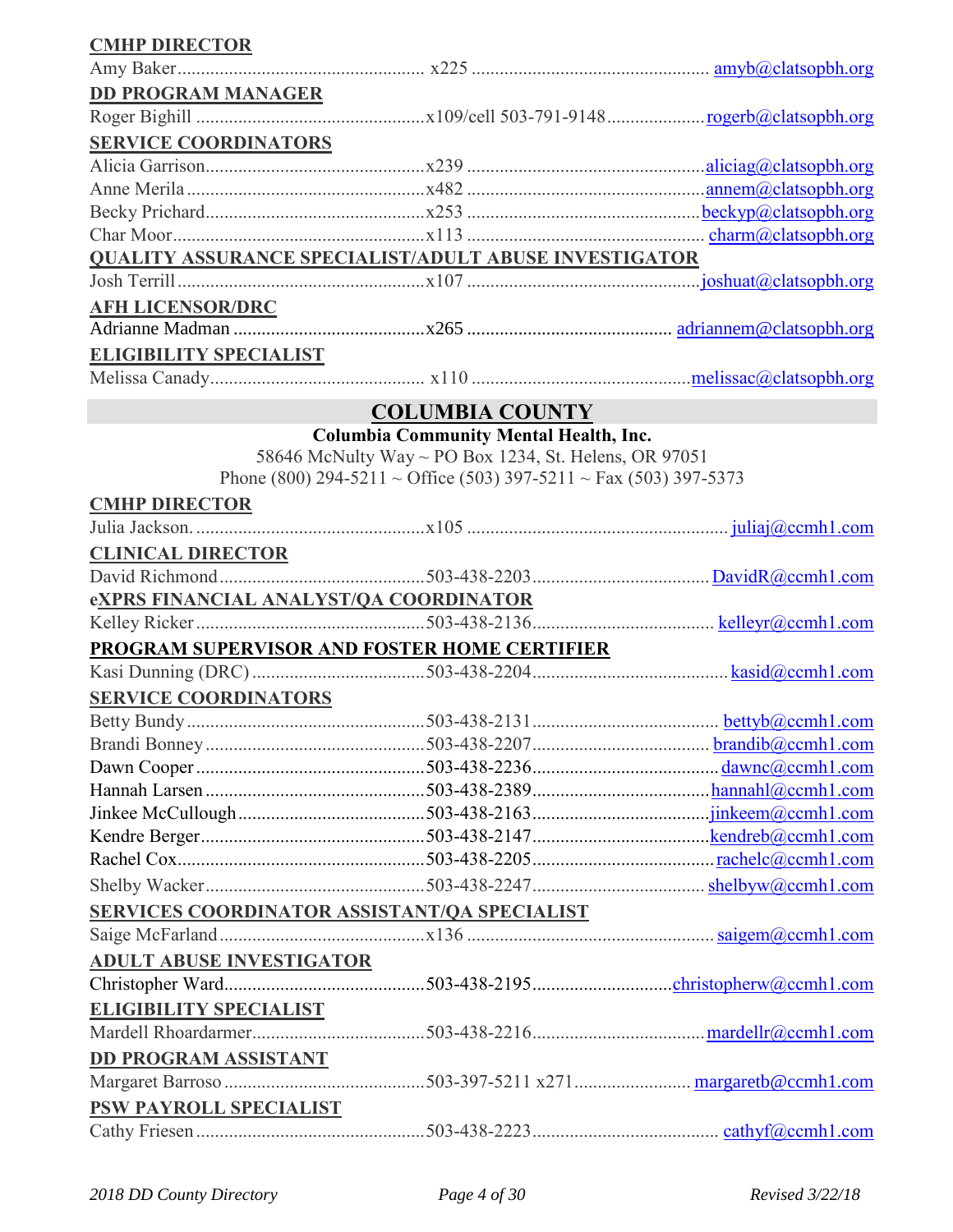**CMHP DIRECTOR**

Amy Baker.................................................... x225 .................................................. amyb@clatsopbh.org

**DD PROGRAM MANAGER**

Roger Bighill ................................................x109/cell 503-791-9148....................rogerb@clatsopbh.org

**SERVICE COORDINATORS**

Alicia Garrison..............................................x239 ..................................................aliciag@clatsopbh.org

Anne Merila ..................................................x482 ..................................................annem@clatsopbh.org

Becky Prichard..............................................x253 .................................................beckyp@clatsopbh.org

Char Moor.....................................................x113 .................................................. charm@clatsopbh.org

**QUALITY ASSURANCE SPECIALIST/ADULT ABUSE INVESTIGATOR**

Josh Terrill ....................................................x107 ..................................................joshuat@clatsopbh.org

**AFH LICENSOR/DRC**

Adrianne Madman .........................................x265 ........................................... adriannem@clatsopbh.org

**ELIGIBILITY SPECIALIST**

Melissa Canady............................................. x110 ..............................................melissac@clatsopbh.org

## COLUMBIA COUNTY

**Columbia Community Mental Health, Inc.**

58646 McNulty Way ~ PO Box 1234, St. Helens, OR 97051

Phone (800) 294-5211 ~ Office (503) 397-5211 ~ Fax (503) 397-5373

**CMHP DIRECTOR**

Julia Jackson. ................................................x105 ....................................................... juliaj@ccmh1.com

**CLINICAL DIRECTOR**

David Richmond ...........................................503-438-2203.....................................DavidR@ccmh1.com

**eXPRS FINANCIAL ANALYST/QA COORDINATOR**

Kelley Ricker ................................................503-438-2136...................................... kelleyr@ccmh1.com

**PROGRAM SUPERVISOR AND FOSTER HOME CERTIFIER**

Kasi Dunning (DRC) ....................................503-438-2204.........................................kasid@ccmh1.com

**SERVICE COORDINATORS**

Betty Bundy..................................................503-438-2131....................................... bettyb@ccmh1.com

Brandi Bonney..............................................503-438-2207..................................... brandib@ccmh1.com

Dawn Cooper................................................503-438-2236....................................... dawnc@ccmh1.com

Hannah Larsen..............................................503-438-2389.....................................hannahl@ccmh1.com

Jinkee McCullough.......................................503-438-2163.....................................jinkeem@ccmh1.com

Kendre Berger...............................................503-438-2147.....................................kendreb@ccmh1.com

Rachel Cox....................................................503-438-2205...................................... rachelc@ccmh1.com

Shelby Wacker..............................................503-438-2247.................................... shelbyw@ccmh1.com

**SERVICES COORDINATOR ASSISTANT/QA SPECIALIST**

Saige McFarland ...........................................x136 .................................................... saigem@ccmh1.com

**ADULT ABUSE INVESTIGATOR**

Christopher Ward..........................................503-438-2195.............................christopherw@ccmh1.com

**ELIGIBILITY SPECIALIST**

Mardell Rhoardarmer....................................503-438-2216....................................mardellr@ccmh1.com

**DD PROGRAM ASSISTANT**

Margaret Barroso ..........................................503-397-5211 x271......................... margaretb@ccmh1.com

**PSW PAYROLL SPECIALIST**

Cathy Friesen ................................................503-438-2223....................................... cathyf@ccmh1.com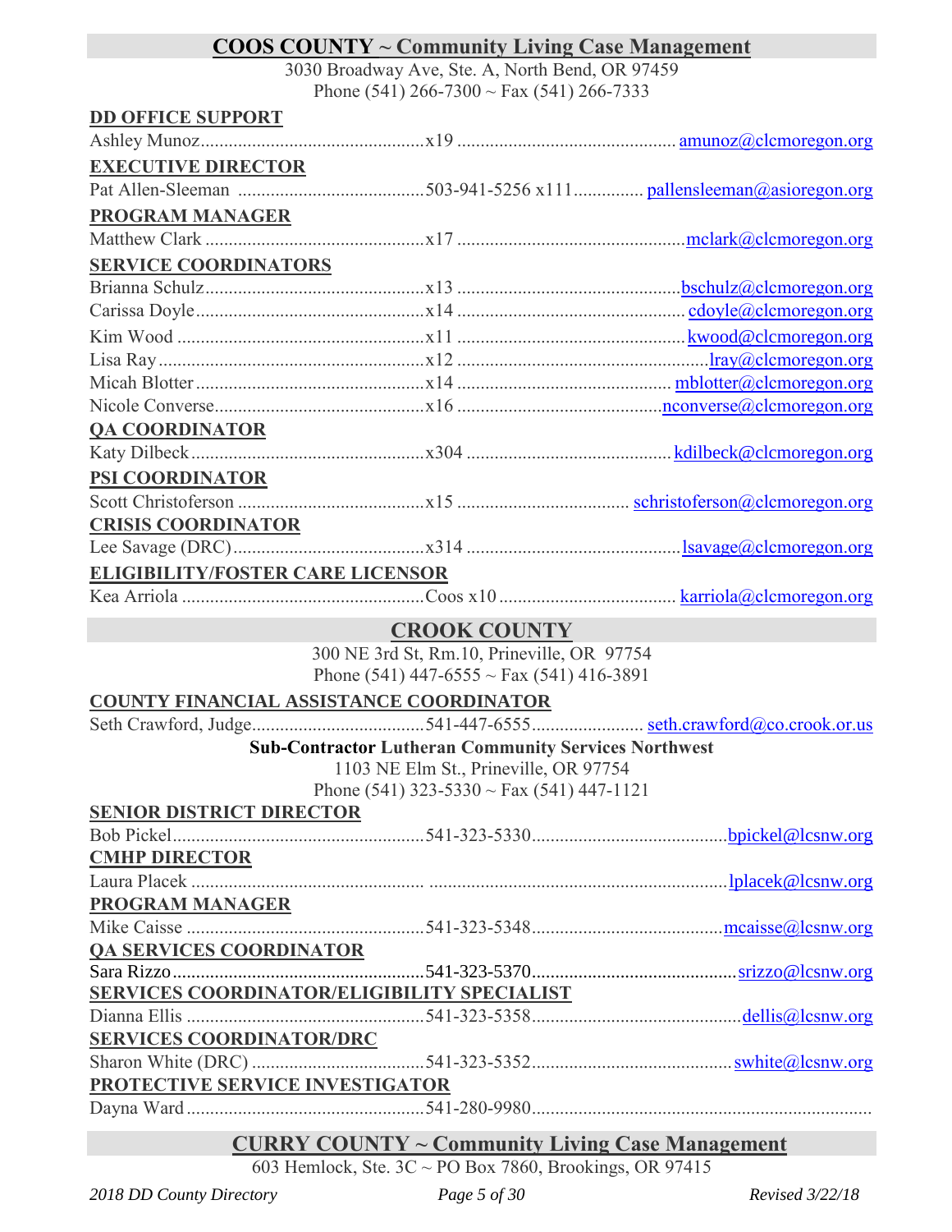## COOS COUNTY ~ Community Living Case Management

3030 Broadway Ave, Ste. A, North Bend, OR 97459
Phone (541) 266-7300 ~ Fax (541) 266-7333

### DD OFFICE SUPPORT

Ashley Munoz................................................x19 .............................................. amunoz@clcmoregon.org

### EXECUTIVE DIRECTOR

Pat Allen-Sleeman ........................................503-941-5256 x111.............. pallensleeman@asioregon.org

### PROGRAM MANAGER

Matthew Clark ..............................................x17 ...............................................mclark@clcmoregon.org

### SERVICE COORDINATORS

Brianna Schulz..............................................x13 ...............................................bschulz@clcmoregon.org
Carissa Doyle................................................x14 ............................................... cdoyle@clcmoregon.org
Kim Wood ....................................................x11 ...............................................kwood@clcmoregon.org
Lisa Ray........................................................x12 ....................................................lray@clcmoregon.org
Micah Blotter................................................x14 ............................................ mblotter@clcmoregon.org
Nicole Converse............................................x16 ..........................................nconverse@clcmoregon.org

### QA COORDINATOR

Katy Dilbeck.................................................x304 ........................................... kdilbeck@clcmoregon.org

### PSI COORDINATOR

Scott Christoferson .......................................x15 .................................... schristoferson@clcmoregon.org

### CRISIS COORDINATOR

Lee Savage (DRC)........................................x314 ............................................lsavage@clcmoregon.org

### ELIGIBILITY/FOSTER CARE LICENSOR

Kea Arriola ...................................................Coos x10..................................... karriola@clcmoregon.org

## CROOK COUNTY

300 NE 3rd St, Rm.10, Prineville, OR 97754
Phone (541) 447-6555 ~ Fax (541) 416-3891

### COUNTY FINANCIAL ASSISTANCE COORDINATOR

Seth Crawford, Judge....................................541-447-6555....................... seth.crawford@co.crook.or.us

**Sub-Contractor Lutheran Community Services Northwest**
1103 NE Elm St., Prineville, OR 97754
Phone (541) 323-5330 ~ Fax (541) 447-1121

### SENIOR DISTRICT DIRECTOR

Bob Pickel.....................................................541-323-5330.........................................bpickel@lcsnw.org

### CMHP DIRECTOR

Laura Placek ................................................. ..............................................................lplacek@lcsnw.org

### PROGRAM MANAGER

Mike Caisse ..................................................541-323-5348........................................mcaisse@lcsnw.org

### QA SERVICES COORDINATOR

Sara Rizzo.....................................................541-323-5370...........................................srizzo@lcsnw.org

### SERVICES COORDINATOR/ELIGIBILITY SPECIALIST

Dianna Ellis ..................................................541-323-5358............................................dellis@lcsnw.org

### SERVICES COORDINATOR/DRC

Sharon White (DRC) ....................................541-323-5352..........................................swhite@lcsnw.org

### PROTECTIVE SERVICE INVESTIGATOR

Dayna Ward..................................................541-280-9980........................................................................

## CURRY COUNTY ~ Community Living Case Management

603 Hemlock, Ste. 3C ~ PO Box 7860, Brookings, OR 97415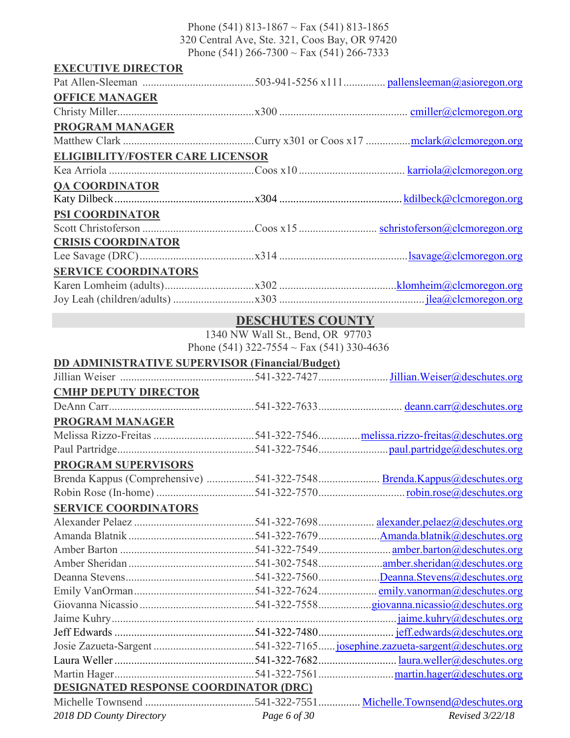Phone (541) 813-1867 ~ Fax (541) 813-1865
320 Central Ave, Ste. 321, Coos Bay, OR 97420
Phone (541) 266-7300 ~ Fax (541) 266-7333

**EXECUTIVE DIRECTOR**

Pat Allen-Sleeman ........................................503-941-5256 x111............... pallensleeman@asioregon.org

**OFFICE MANAGER**

Christy Miller.................................................x300 ............................................. cmiller@clcmoregon.org

**PROGRAM MANAGER**

Matthew Clark ...............................................Curry x301 or Coos x17 ................mclark@clcmoregon.org

**ELIGIBILITY/FOSTER CARE LICENSOR**

Kea Arriola ....................................................Coos x10 ..................................... karriola@clcmoregon.org

**QA COORDINATOR**

Katy Dilbeck..................................................x304 ........................................... kdilbeck@clcmoregon.org

**PSI COORDINATOR**

Scott Christoferson ........................................Coos x15 ........................... schristoferson@clcmoregon.org

**CRISIS COORDINATOR**

Lee Savage (DRC).........................................x314 .............................................lsavage@clcmoregon.org

**SERVICE COORDINATORS**

Karen Lomheim (adults)................................x302 .........................................klomheim@clcmoregon.org

Joy Leah (children/adults) .............................x303 ................................................... jlea@clcmoregon.org

## DESCHUTES COUNTY

1340 NW Wall St., Bend, OR 97703
Phone (541) 322-7554 ~ Fax (541) 330-4636

**DD ADMINISTRATIVE SUPERVISOR (Financial/Budget)**

Jillian Weiser ................................................541-322-7427......................... Jillian.Weiser@deschutes.org

**CMHP DEPUTY DIRECTOR**

DeAnn Carr...................................................541-322-7633............................. deann.carr@deschutes.org

**PROGRAM MANAGER**

Melissa Rizzo-Freitas ....................................541-322-7546...............melissa.rizzo-freitas@deschutes.org

Paul Partridge................................................541-322-7546.........................paul.partridge@deschutes.org

**PROGRAM SUPERVISORS**

Brenda Kappus (Comprehensive) .................541-322-7548..................... Brenda.Kappus@deschutes.org

Robin Rose (In-home) ...................................541-322-7570..............................robin.rose@deschutes.org

**SERVICE COORDINATORS**

Alexander Pelaez ...........................................541-322-7698................... alexander.pelaez@deschutes.org

Amanda Blatnik .............................................541-322-7679.....................Amanda.blatnik@deschutes.org

Amber Barton ................................................541-322-7549.........................amber.barton@deschutes.org

Amber Sheridan .............................................541-302-7548......................amber.sheridan@deschutes.org

Deanna Stevens..............................................541-322-7560.....................Deanna.Stevens@deschutes.org

Emily VanOrman...........................................541-322-7624.................... emily.vanorman@deschutes.org

Giovanna Nicassio .........................................541-322-7558..................giovanna.nicassio@deschutes.org

Jaime Kuhry................................................... ..............................................jaime.kuhry@deschutes.org

Jeff Edwards ..................................................541-322-7480.......................... jeff.edwards@deschutes.org

Josie Zazueta-Sargent ....................................541-322-7165......josephine.zazueta-sargent@deschutes.org

Laura Weller ..................................................541-322-7682........................... laura.weller@deschutes.org

Martin Hager..................................................541-322-7561..........................martin.hager@deschutes.org

**DESIGNATED RESPONSE COORDINATOR (DRC)**

Michelle Townsend .......................................541-322-7551.............. Michelle.Townsend@deschutes.org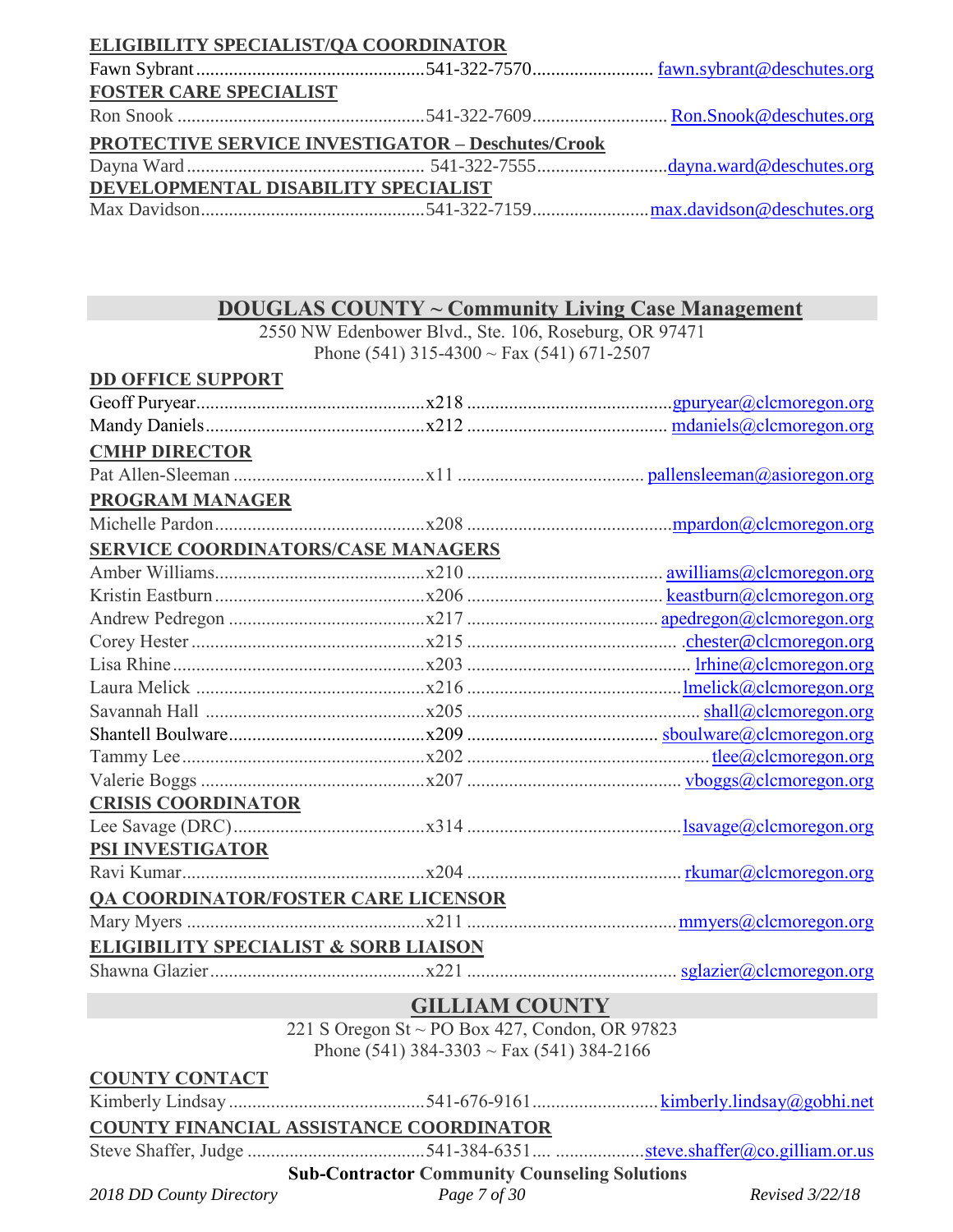**ELIGIBILITY SPECIALIST/QA COORDINATOR**

Fawn Sybrant................................................541-322-7570.......................... fawn.sybrant@deschutes.org

**FOSTER CARE SPECIALIST**

Ron Snook ....................................................541-322-7609............................ Ron.Snook@deschutes.org

**PROTECTIVE SERVICE INVESTIGATOR – Deschutes/Crook**

Dayna Ward .................................................. 541-322-7555...........................dayna.ward@deschutes.org

**DEVELOPMENTAL DISABILITY SPECIALIST**

Max Davidson...............................................541-322-7159........................max.davidson@deschutes.org

## DOUGLAS COUNTY ~ Community Living Case Management

2550 NW Edenbower Blvd., Ste. 106, Roseburg, OR 97471
Phone (541) 315-4300 ~ Fax (541) 671-2507

**DD OFFICE SUPPORT**

Geoff Puryear................................................x218 ...........................................gpuryear@clcmoregon.org

Mandy Daniels...............................................x212 .......................................... mdaniels@clcmoregon.org

**CMHP DIRECTOR**

Pat Allen-Sleeman .........................................x11 ....................................... pallensleeman@asioregon.org

**PROGRAM MANAGER**

Michelle Pardon.............................................x208 ...........................................mpardon@clcmoregon.org

**SERVICE COORDINATORS/CASE MANAGERS**

Amber Williams.............................................x210 ......................................... awilliams@clcmoregon.org

Kristin Eastburn .............................................x206 ......................................... keastburn@clcmoregon.org

Andrew Pedregon ..........................................x217 ........................................ apedregon@clcmoregon.org

Corey Hester .................................................x215 ........................................... .chester@clcmoregon.org

Lisa Rhine.....................................................x203 ............................................... lrhine@clcmoregon.org

Laura Melick .................................................x216 .............................................lmelick@clcmoregon.org

Savannah Hall ...............................................x205 ............................................... shall@clcmoregon.org

Shantell Boulware..........................................x209 ......................................... sboulware@clcmoregon.org

Tammy Lee....................................................x202 ..................................................tlee@clcmoregon.org

Valerie Boggs ................................................x207 ............................................. vboggs@clcmoregon.org

**CRISIS COORDINATOR**

Lee Savage (DRC).........................................x314 .............................................lsavage@clcmoregon.org

**PSI INVESTIGATOR**

Ravi Kumar....................................................x204 ............................................. rkumar@clcmoregon.org

**QA COORDINATOR/FOSTER CARE LICENSOR**

Mary Myers ...................................................x211 ............................................mmyers@clcmoregon.org

**ELIGIBILITY SPECIALIST & SORB LIAISON**

Shawna Glazier..............................................x221 ............................................ sglazier@clcmoregon.org

## GILLIAM COUNTY

221 S Oregon St ~ PO Box 427, Condon, OR 97823
Phone (541) 384-3303 ~ Fax (541) 384-2166

**COUNTY CONTACT**

Kimberly Lindsay..........................................541-676-9161..........................kimberly.lindsay@gobhi.net

**COUNTY FINANCIAL ASSISTANCE COORDINATOR**

Steve Shaffer, Judge .....................................541-384-6351.... ..................steve.shaffer@co.gilliam.or.us

**Sub-Contractor Community Counseling Solutions**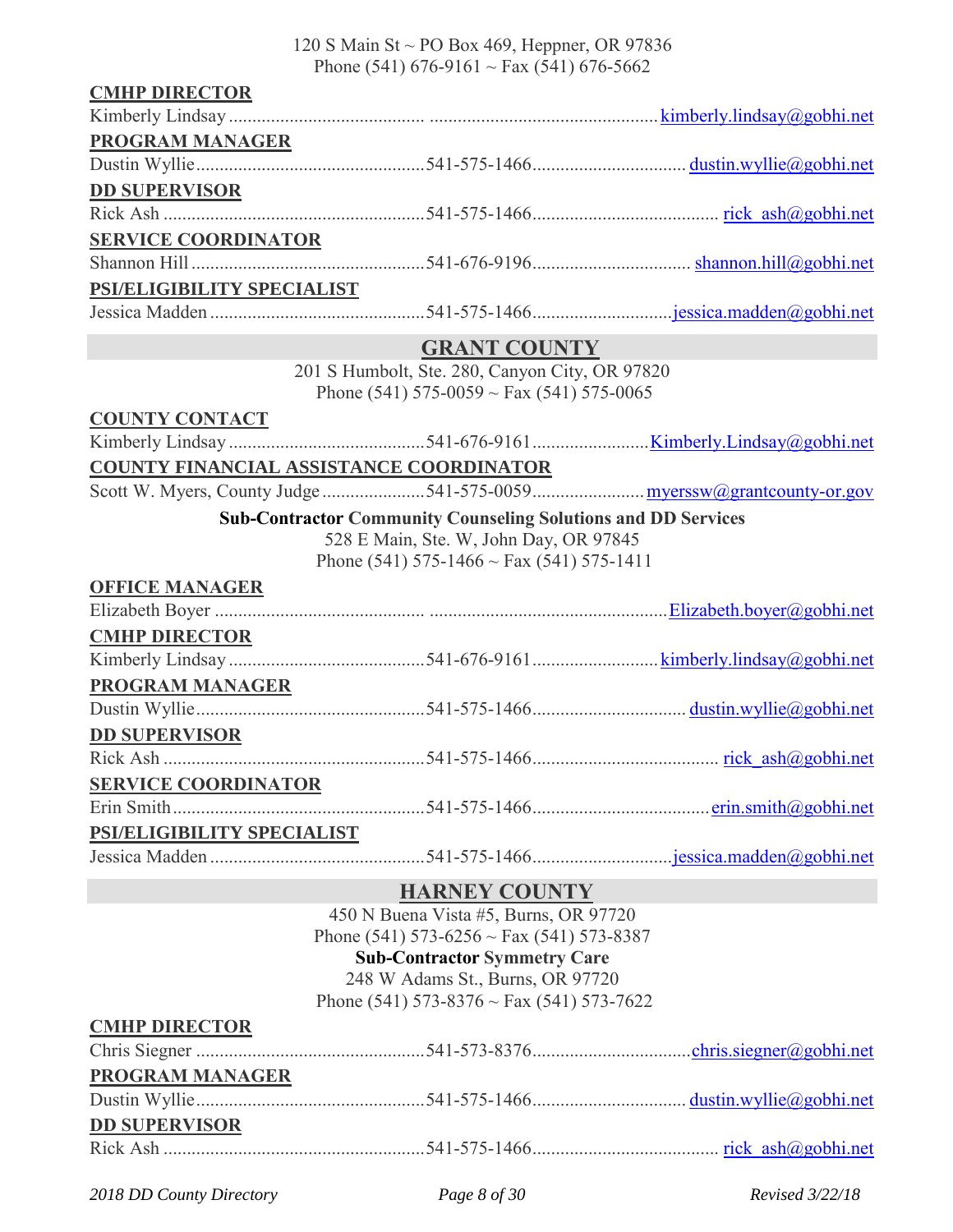120 S Main St ~ PO Box 469, Heppner, OR 97836
Phone (541) 676-9161 ~ Fax (541) 676-5662

**CMHP DIRECTOR**

Kimberly Lindsay .......................................... ................................................ kimberly.lindsay@gobhi.net

**PROGRAM MANAGER**

Dustin Wyllie ................................................541-575-1466................................ dustin.wyllie@gobhi.net

**DD SUPERVISOR**

Rick Ash .......................................................541-575-1466....................................... rick_ash@gobhi.net

**SERVICE COORDINATOR**

Shannon Hill .................................................541-676-9196................................. shannon.hill@gobhi.net

**PSI/ELIGIBILITY SPECIALIST**

Jessica Madden .............................................541-575-1466.............................jessica.madden@gobhi.net

## GRANT COUNTY

201 S Humbolt, Ste. 280, Canyon City, OR 97820
Phone (541) 575-0059 ~ Fax (541) 575-0065

**COUNTY CONTACT**

Kimberly Lindsay ..........................................541-676-9161........................Kimberly.Lindsay@gobhi.net

**COUNTY FINANCIAL ASSISTANCE COORDINATOR**

Scott W. Myers, County Judge ......................541-575-0059........................ myerssw@grantcounty-or.gov

**Sub-Contractor Community Counseling Solutions and DD Services**
528 E Main, Ste. W, John Day, OR 97845
Phone (541) 575-1466 ~ Fax (541) 575-1411

**OFFICE MANAGER**

Elizabeth Boyer ............................................. .................................................Elizabeth.boyer@gobhi.net

**CMHP DIRECTOR**

Kimberly Lindsay ..........................................541-676-9161..........................kimberly.lindsay@gobhi.net

**PROGRAM MANAGER**

Dustin Wyllie ................................................541-575-1466................................ dustin.wyllie@gobhi.net

**DD SUPERVISOR**

Rick Ash .......................................................541-575-1466....................................... rick_ash@gobhi.net

**SERVICE COORDINATOR**

Erin Smith .....................................................541-575-1466.....................................erin.smith@gobhi.net

**PSI/ELIGIBILITY SPECIALIST**

Jessica Madden .............................................541-575-1466.............................jessica.madden@gobhi.net

## HARNEY COUNTY

450 N Buena Vista #5, Burns, OR 97720
Phone (541) 573-6256 ~ Fax (541) 573-8387
**Sub-Contractor Symmetry Care**
248 W Adams St., Burns, OR 97720
Phone (541) 573-8376 ~ Fax (541) 573-7622

**CMHP DIRECTOR**

Chris Siegner ................................................541-573-8376.................................chris.siegner@gobhi.net

**PROGRAM MANAGER**

Dustin Wyllie ................................................541-575-1466................................ dustin.wyllie@gobhi.net

**DD SUPERVISOR**

Rick Ash .......................................................541-575-1466....................................... rick_ash@gobhi.net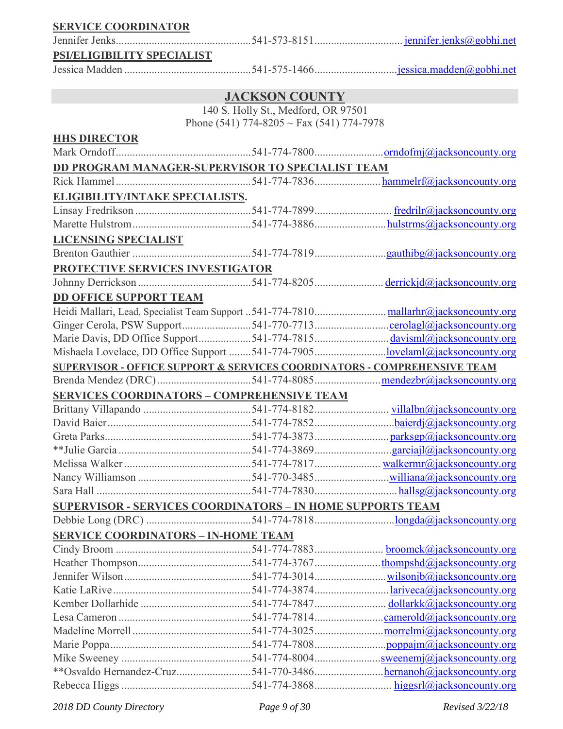**SERVICE COORDINATOR**

Jennifer Jenks................................................541-573-8151...............................jennifer.jenks@gobhi.net

**PSI/ELIGIBILITY SPECIALIST**

Jessica Madden.............................................541-575-1466.............................jessica.madden@gobhi.net

## JACKSON COUNTY

140 S. Holly St., Medford, OR 97501
Phone (541) 774-8205 ~ Fax (541) 774-7978

**HHS DIRECTOR**

Mark Orndoff................................................541-774-7800.........................orndofmj@jacksoncounty.org

**DD PROGRAM MANAGER-SUPERVISOR TO SPECIALIST TEAM**

Rick Hammel.................................................541-774-7836........................hammelrf@jacksoncounty.org

**ELIGIBILITY/INTAKE SPECIALISTS.**

Linsay Fredrikson..........................................541-774-7899........................... fredrilr@jacksoncounty.org

Marette Hulstrom...........................................541-774-3886.........................hulstrms@jacksoncounty.org

**LICENSING SPECIALIST**

Brenton Gauthier...........................................541-774-7819.........................gauthibg@jacksoncounty.org

**PROTECTIVE SERVICES INVESTIGATOR**

Johnny Derrickson.........................................541-774-8205........................ derrickjd@jacksoncounty.org

**DD OFFICE SUPPORT TEAM**

Heidi Mallari, Lead, Specialist Team Support ..541-774-7810......................... mallarhr@jacksoncounty.org

Ginger Cerola, PSW Support.........................541-770-7713..........................cerolagl@jacksoncounty.org

Marie Davis, DD Office Support...................541-774-7815..........................davisml@jacksoncounty.org

Mishaela Lovelace, DD Office Support .........541-774-7905.........................lovelaml@jacksoncounty.org

**SUPERVISOR - OFFICE SUPPORT & SERVICES COORDINATORS - COMPREHENSIVE TEAM**

Brenda Mendez (DRC)..................................541-774-8085.......................mendezbr@jacksoncounty.org

**SERVICES COORDINATORS – COMPREHENSIVE TEAM**

Brittany Villapando .......................................541-774-8182.......................... villalbn@jacksoncounty.org

David Baier....................................................541-774-7852............................baierdj@jacksoncounty.org

Greta Parks....................................................541-774-3873..........................parksgp@jacksoncounty.org

**Julie Garcia ................................................541-774-3869...........................garciajl@jacksoncounty.org

Melissa Walker..............................................541-774-7817........................ walkermr@jacksoncounty.org

Nancy Williamson.........................................541-770-3485..........................williana@jacksoncounty.org

Sara Hall........................................................541-774-7830............................. hallsg@jacksoncounty.org

**SUPERVISOR - SERVICES COORDINATORS – IN HOME SUPPORTS TEAM**

Debbie Long (DRC) ......................................541-774-7818............................longda@jacksoncounty.org

**SERVICE COORDINATORS – IN-HOME TEAM**

Cindy Broom .................................................541-774-7883........................ broomck@jacksoncounty.org

Heather Thompson.........................................541-774-3767.......................thompshd@jacksoncounty.org

Jennifer Wilson..............................................541-774-3014.........................wilsonjb@jacksoncounty.org

Katie LaRive..................................................541-774-3874..........................lariveca@jacksoncounty.org

Kember Dollarhide........................................541-774-7847......................... dollarkk@jacksoncounty.org

Lesa Cameron................................................541-774-7814........................camerold@jacksoncounty.org

Madeline Morrell...........................................541-774-3025........................morrelmi@jacksoncounty.org

Marie Poppa...................................................541-774-7808..........................poppajm@jacksoncounty.org

Mike Sweeney ...............................................541-774-8004.......................sweenemj@jacksoncounty.org

**Osvaldo Hernandez-Cruz...........................541-770-3486........................hernanoh@jacksoncounty.org

Rebecca Higgs ...............................................541-774-3868........................... higgsrl@jacksoncounty.org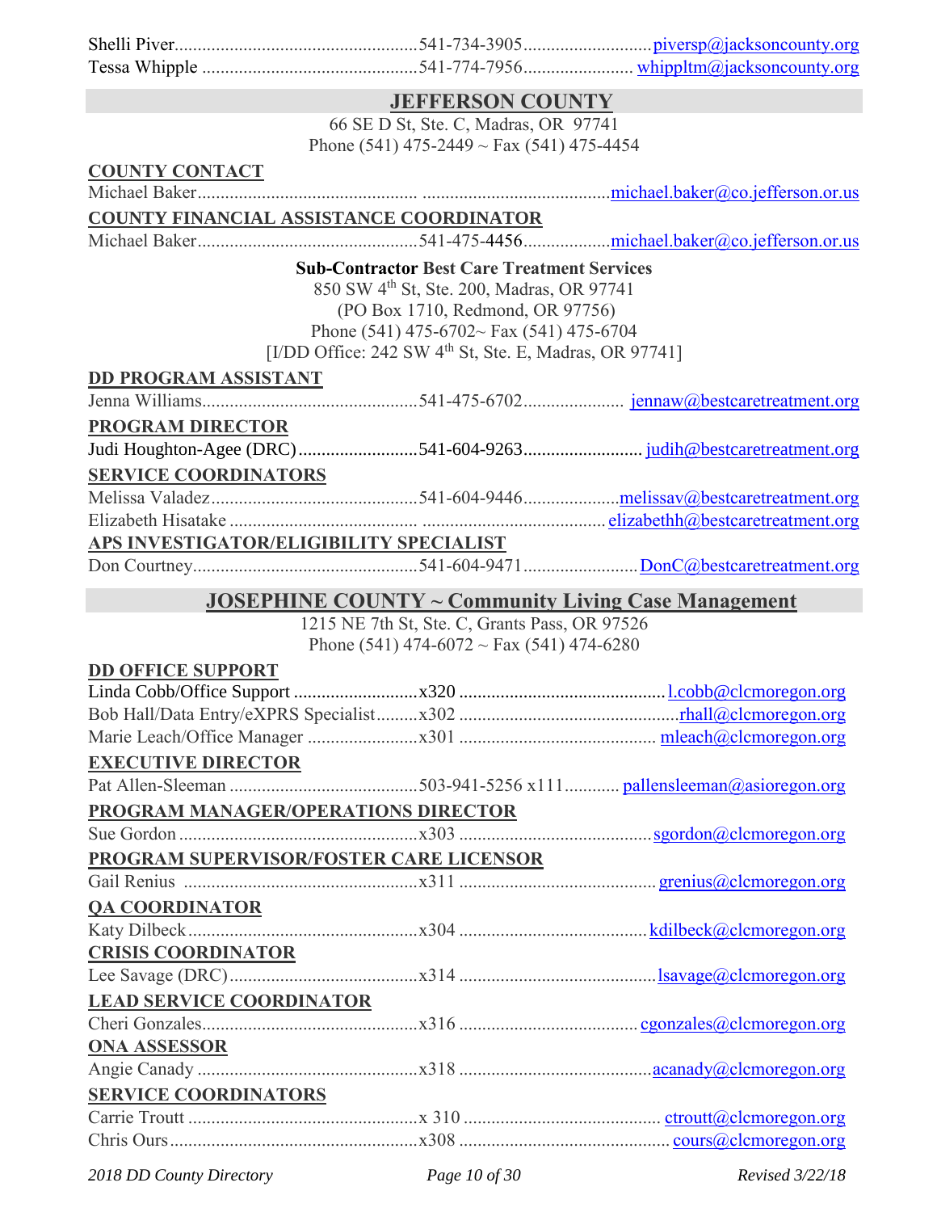Shelli Piver....................................................541-734-3905...........................piversp@jacksoncounty.org
Tessa Whipple ...............................................541-774-7956........................ whippltm@jacksoncounty.org

## JEFFERSON COUNTY

66 SE D St, Ste. C, Madras, OR 97741
Phone (541) 475-2449 ~ Fax (541) 475-4454

**COUNTY CONTACT**

Michael Baker............................................. .......................................michael.baker@co.jefferson.or.us

**COUNTY FINANCIAL ASSISTANCE COORDINATOR**

Michael Baker...............................................541-475-4456...................michael.baker@co.jefferson.or.us

**Sub-Contractor Best Care Treatment Services**
850 SW 4th St, Ste. 200, Madras, OR 97741
(PO Box 1710, Redmond, OR 97756)
Phone (541) 475-6702~ Fax (541) 475-6704
[I/DD Office: 242 SW 4th St, Ste. E, Madras, OR 97741]

**DD PROGRAM ASSISTANT**

Jenna Williams...............................................541-475-6702...................... jennaw@bestcaretreatment.org

**PROGRAM DIRECTOR**

Judi Houghton-Agee (DRC)..........................541-604-9263.......................... judih@bestcaretreatment.org

**SERVICE COORDINATORS**

Melissa Valadez.............................................541-604-9446....................melissav@bestcaretreatment.org
Elizabeth Hisatake ......................................... ...................................... elizabethh@bestcaretreatment.org

**APS INVESTIGATOR/ELIGIBILITY SPECIALIST**

Don Courtney.................................................541-604-9471.........................DonC@bestcaretreatment.org

## JOSEPHINE COUNTY ~ Community Living Case Management

1215 NE 7th St, Ste. C, Grants Pass, OR 97526
Phone (541) 474-6072 ~ Fax (541) 474-6280

**DD OFFICE SUPPORT**

Linda Cobb/Office Support ...........................x320 .............................................l.cobb@clcmoregon.org
Bob Hall/Data Entry/eXPRS Specialist.........x302 ................................................rhall@clcmoregon.org
Marie Leach/Office Manager ........................x301 ........................................... mleach@clcmoregon.org

**EXECUTIVE DIRECTOR**

Pat Allen-Sleeman .........................................503-941-5256 x111............ pallensleeman@asioregon.org

**PROGRAM MANAGER/OPERATIONS DIRECTOR**

Sue Gordon ....................................................x303 ..........................................sgordon@clcmoregon.org

**PROGRAM SUPERVISOR/FOSTER CARE LICENSOR**

Gail Renius ...................................................x311 ........................................... grenius@clcmoregon.org

**QA COORDINATOR**

Katy Dilbeck..................................................x304 .........................................kdilbeck@clcmoregon.org

**CRISIS COORDINATOR**

Lee Savage (DRC)..........................................x314 ...........................................lsavage@clcmoregon.org

**LEAD SERVICE COORDINATOR**

Cheri Gonzales...............................................x316 ....................................... cgonzales@clcmoregon.org

**ONA ASSESSOR**

Angie Canady ................................................x318 ..........................................acanady@clcmoregon.org

**SERVICE COORDINATORS**

Carrie Troutt ..................................................x 310 ........................................... ctroutt@clcmoregon.org
Chris Ours......................................................x308 .............................................. cours@clcmoregon.org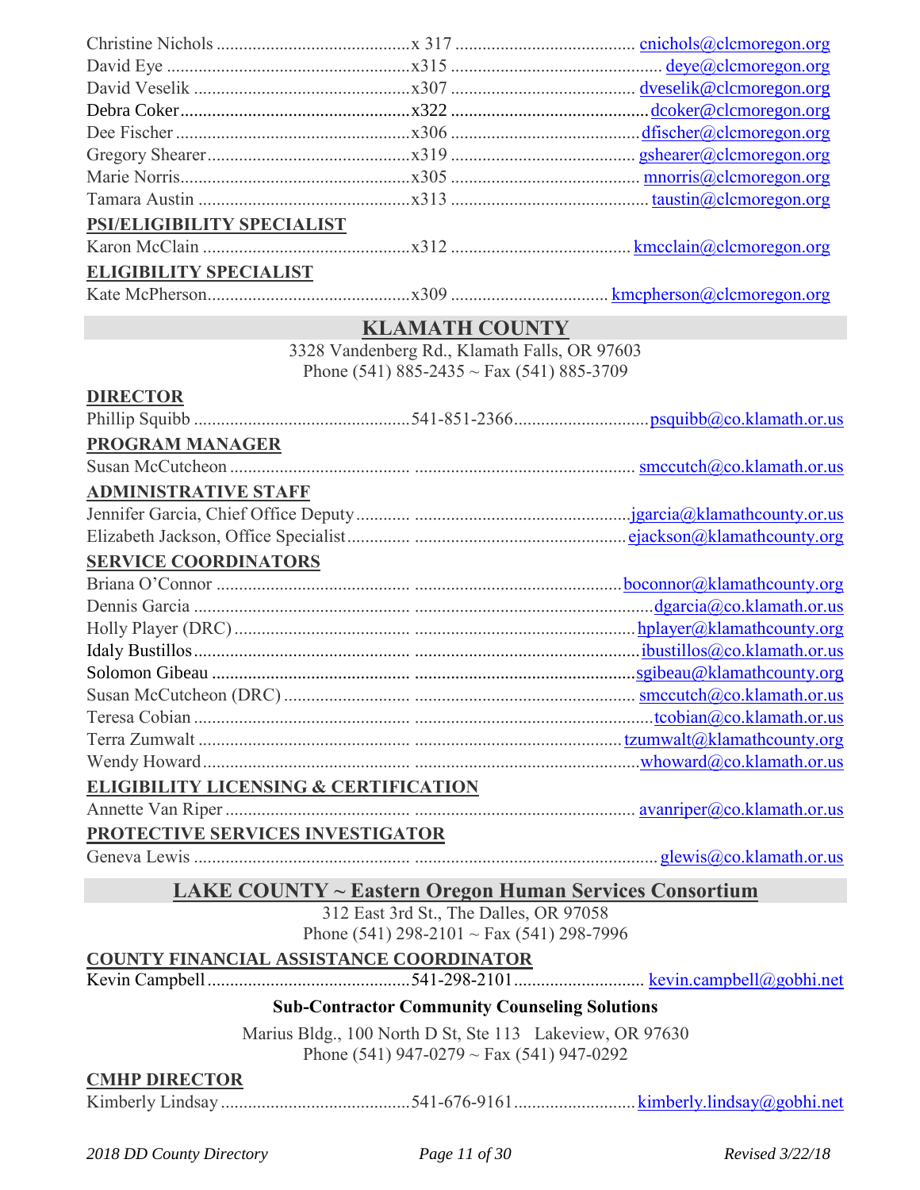Christine Nichols ........................................x 317 ........................................ cnichols@clcmoregon.org
David Eye ........................................x315 ........................................ deye@clcmoregon.org
David Veselik ........................................x307 ........................................ dveselik@clcmoregon.org
Debra Coker........................................x322 ........................................ dcoker@clcmoregon.org
Dee Fischer ........................................x306 ........................................ dfischer@clcmoregon.org
Gregory Shearer........................................x319 ........................................ gshearer@clcmoregon.org
Marie Norris........................................x305 ........................................ mnorris@clcmoregon.org
Tamara Austin ........................................x313 ........................................ taustin@clcmoregon.org

**PSI/ELIGIBILITY SPECIALIST**

Karon McClain ........................................x312 ........................................ kmcclain@clcmoregon.org

**ELIGIBILITY SPECIALIST**

Kate McPherson........................................x309 ........................................ kmcpherson@clcmoregon.org

## KLAMATH COUNTY

3328 Vandenberg Rd., Klamath Falls, OR 97603
Phone (541) 885-2435 ~ Fax (541) 885-3709

**DIRECTOR**

Phillip Squibb ........................................541-851-2366........................................psquibb@co.klamath.or.us

**PROGRAM MANAGER**

Susan McCutcheon ........................................ ........................................ smccutch@co.klamath.or.us

**ADMINISTRATIVE STAFF**

Jennifer Garcia, Chief Office Deputy........................................jgarcia@klamathcounty.or.us
Elizabeth Jackson, Office Specialist........................................ejackson@klamathcounty.org

**SERVICE COORDINATORS**

Briana O'Connor ........................................ ........................................boconnor@klamathcounty.org
Dennis Garcia ........................................ ........................................dgarcia@co.klamath.or.us
Holly Player (DRC) ........................................ ........................................hplayer@klamathcounty.org
Idaly Bustillos........................................ ........................................ibustillos@co.klamath.or.us
Solomon Gibeau ........................................ ........................................sgibeau@klamathcounty.org
Susan McCutcheon (DRC) ........................................ ........................................ smccutch@co.klamath.or.us
Teresa Cobian ........................................ ........................................tcobian@co.klamath.or.us
Terra Zumwalt ........................................ ........................................tzumwalt@klamathcounty.org
Wendy Howard........................................ ........................................whoward@co.klamath.or.us

**ELIGIBILITY LICENSING & CERTIFICATION**

Annette Van Riper ........................................ ........................................ avanriper@co.klamath.or.us

**PROTECTIVE SERVICES INVESTIGATOR**

Geneva Lewis ........................................ ........................................ glewis@co.klamath.or.us

## LAKE COUNTY ~ Eastern Oregon Human Services Consortium

312 East 3rd St., The Dalles, OR 97058
Phone (541) 298-2101 ~ Fax (541) 298-7996

**COUNTY FINANCIAL ASSISTANCE COORDINATOR**

Kevin Campbell........................................541-298-2101........................................ kevin.campbell@gobhi.net

**Sub-Contractor Community Counseling Solutions**

Marius Bldg., 100 North D St, Ste 113 Lakeview, OR 97630
Phone (541) 947-0279 ~ Fax (541) 947-0292

**CMHP DIRECTOR**

Kimberly Lindsay........................................541-676-9161........................................kimberly.lindsay@gobhi.net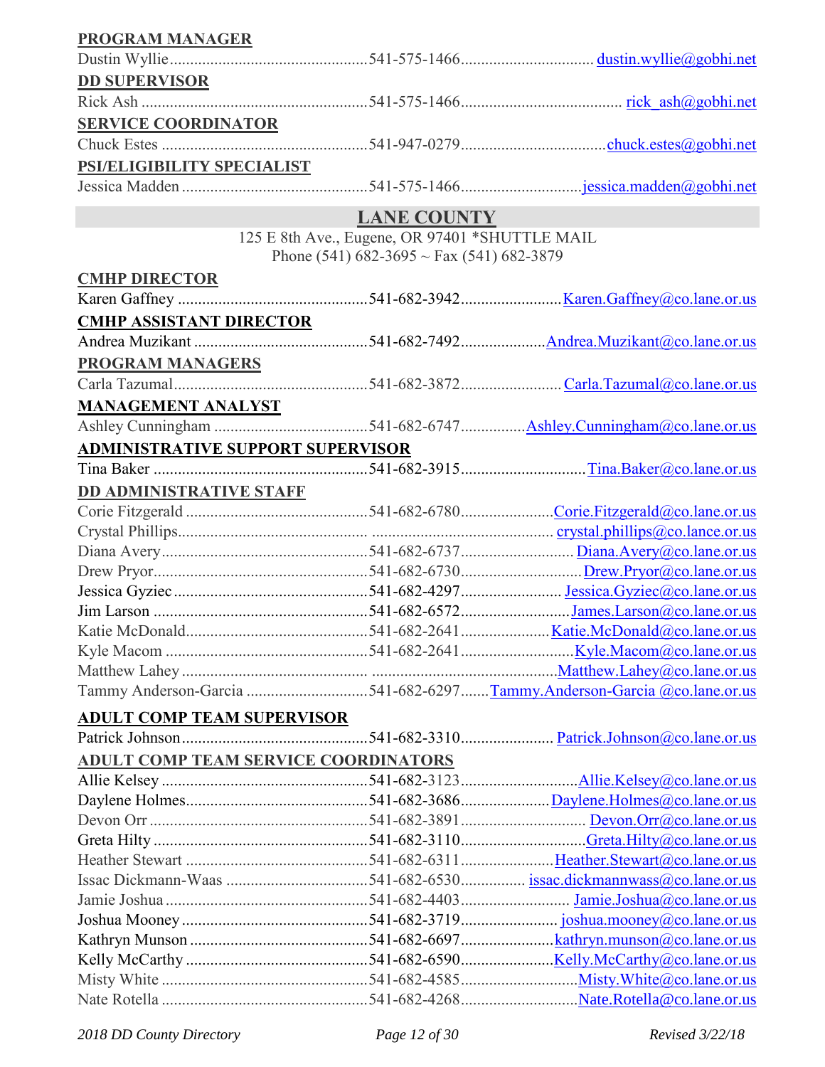**PROGRAM MANAGER**

Dustin Wyllie.................................................541-575-1466................................ dustin.wyllie@gobhi.net

**DD SUPERVISOR**

Rick Ash .......................................................541-575-1466........................................ rick_ash@gobhi.net

**SERVICE COORDINATOR**

Chuck Estes ..................................................541-947-0279...................................chuck.estes@gobhi.net

**PSI/ELIGIBILITY SPECIALIST**

Jessica Madden .............................................541-575-1466.............................jessica.madden@gobhi.net

## LANE COUNTY

125 E 8th Ave., Eugene, OR 97401 *SHUTTLE MAIL
Phone (541) 682-3695 ~ Fax (541) 682-3879

**CMHP DIRECTOR**

Karen Gaffney ...............................................541-682-3942........................Karen.Gaffney@co.lane.or.us

**CMHP ASSISTANT DIRECTOR**

Andrea Muzikant ...........................................541-682-7492....................Andrea.Muzikant@co.lane.or.us

**PROGRAM MANAGERS**

Carla Tazumal................................................541-682-3872........................ Carla.Tazumal@co.lane.or.us

**MANAGEMENT ANALYST**

Ashley Cunningham .....................................541-682-6747................Ashley.Cunningham@co.lane.or.us

**ADMINISTRATIVE SUPPORT SUPERVISOR**

Tina Baker .....................................................541-682-3915..............................Tina.Baker@co.lane.or.us

**DD ADMINISTRATIVE STAFF**

Corie Fitzgerald ............................................541-682-6780......................Corie.Fitzgerald@co.lane.or.us
Crystal Phillips............................................. ............................................ crystal.phillips@co.lance.or.us
Diana Avery..................................................541-682-6737........................... Diana.Avery@co.lane.or.us
Drew Pryor....................................................541-682-6730.............................Drew.Pryor@co.lane.or.us
Jessica Gyziec ................................................541-682-4297........................ Jessica.Gyziec@co.lane.or.us
Jim Larson .....................................................541-682-6572..........................James.Larson@co.lane.or.us
Katie McDonald............................................541-682-2641.....................Katie.McDonald@co.lane.or.us
Kyle Macom .................................................541-682-2641...........................Kyle.Macom@co.lane.or.us
Matthew Lahey ............................................ .............................................Matthew.Lahey@co.lane.or.us
Tammy Anderson-Garcia .............................541-682-6297.......Tammy.Anderson-Garcia @co.lane.or.us

**ADULT COMP TEAM SUPERVISOR**

Patrick Johnson.............................................541-682-3310...................... Patrick.Johnson@co.lane.or.us

**ADULT COMP TEAM SERVICE COORDINATORS**

Allie Kelsey ..................................................541-682-3123............................Allie.Kelsey@co.lane.or.us
Daylene Holmes............................................541-682-3686.....................Daylene.Holmes@co.lane.or.us
Devon Orr .....................................................541-682-3891.............................. Devon.Orr@co.lane.or.us
Greta Hilty ....................................................541-682-3110..............................Greta.Hilty@co.lane.or.us
Heather Stewart ............................................541-682-6311......................Heather.Stewart@co.lane.or.us
Issac Dickmann-Waas ..................................541-682-6530............... issac.dickmannwass@co.lane.or.us
Jamie Joshua .................................................541-682-4403.......................... Jamie.Joshua@co.lane.or.us
Joshua Mooney .............................................541-682-3719....................... joshua.mooney@co.lane.or.us
Kathryn Munson ...........................................541-682-6697......................kathryn.munson@co.lane.or.us
Kelly McCarthy ............................................541-682-6590......................Kelly.McCarthy@co.lane.or.us
Misty White ..................................................541-682-4585............................Misty.White@co.lane.or.us
Nate Rotella ..................................................541-682-4268............................Nate.Rotella@co.lane.or.us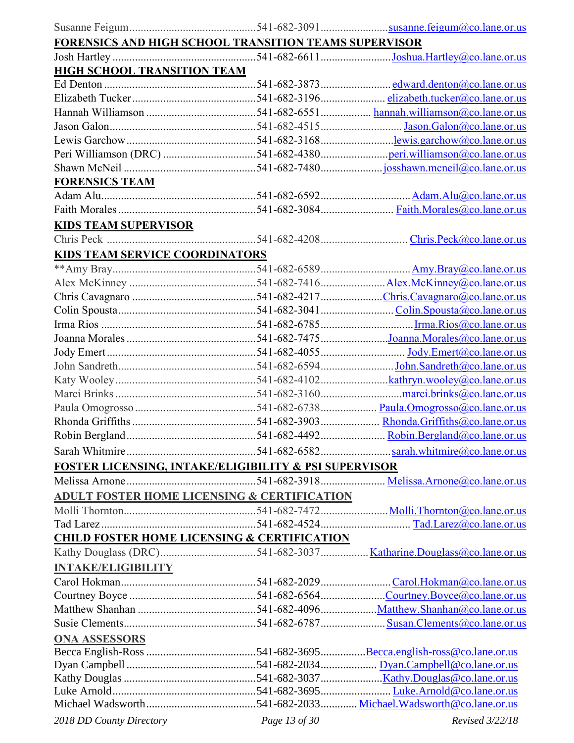Susanne Feigum ............ 541-682-3091 ............ susanne.feigum@co.lane.or.us

**FORENSICS AND HIGH SCHOOL TRANSITION TEAMS SUPERVISOR**

Josh Hartley ............ 541-682-6611 ............ Joshua.Hartley@co.lane.or.us

**HIGH SCHOOL TRANSITION TEAM**

Ed Denton ............ 541-682-3873 ............ edward.denton@co.lane.or.us
Elizabeth Tucker ............ 541-682-3196 ............ elizabeth.tucker@co.lane.or.us
Hannah Williamson ............ 541-682-6551 ............ hannah.williamson@co.lane.or.us
Jason Galon ............ 541-682-4515 ............ Jason.Galon@co.lane.or.us
Lewis Garchow ............ 541-682-3168 ............ lewis.garchow@co.lane.or.us
Peri Williamson (DRC) ............ 541-682-4380 ............ peri.williamson@co.lane.or.us
Shawn McNeil ............ 541-682-7480 ............ josshawn.mcneil@co.lane.or.us

**FORENSICS TEAM**

Adam Alu ............ 541-682-6592 ............ Adam.Alu@co.lane.or.us
Faith Morales ............ 541-682-3084 ............ Faith.Morales@co.lane.or.us

**KIDS TEAM SUPERVISOR**

Chris Peck ............ 541-682-4208 ............ Chris.Peck@co.lane.or.us

**KIDS TEAM SERVICE COORDINATORS**

**Amy Bray ............ 541-682-6589 ............ Amy.Bray@co.lane.or.us
Alex McKinney ............ 541-682-7416 ............ Alex.McKinney@co.lane.or.us
Chris Cavagnaro ............ 541-682-4217 ............ Chris.Cavagnaro@co.lane.or.us
Colin Spousta ............ 541-682-3041 ............ Colin.Spousta@co.lane.or.us
Irma Rios ............ 541-682-6785 ............ Irma.Rios@co.lane.or.us
Joanna Morales ............ 541-682-7475 ............ Joanna.Morales@co.lane.or.us
Jody Emert ............ 541-682-4055 ............ Jody.Emert@co.lane.or.us
John Sandreth ............ 541-682-6594 ............ John.Sandreth@co.lane.or.us
Katy Wooley ............ 541-682-4102 ............ kathryn.wooley@co.lane.or.us
Marci Brinks ............ 541-682-3160 ............ marci.brinks@co.lane.or.us
Paula Omogrosso ............ 541-682-6738 ............ Paula.Omogrosso@co.lane.or.us
Rhonda Griffiths ............ 541-682-3903 ............ Rhonda.Griffiths@co.lane.or.us
Robin Bergland ............ 541-682-4492 ............ Robin.Bergland@co.lane.or.us
Sarah Whitmire ............ 541-682-6582 ............ sarah.whitmire@co.lane.or.us

**FOSTER LICENSING, INTAKE/ELIGIBILITY & PSI SUPERVISOR**

Melissa Arnone ............ 541-682-3918 ............ Melissa.Arnone@co.lane.or.us

**ADULT FOSTER HOME LICENSING & CERTIFICATION**

Molli Thornton ............ 541-682-7472 ............ Molli.Thornton@co.lane.or.us
Tad Larez ............ 541-682-4524 ............ Tad.Larez@co.lane.or.us

**CHILD FOSTER HOME LICENSING & CERTIFICATION**

Kathy Douglass (DRC) ............ 541-682-3037 ............ Katharine.Douglass@co.lane.or.us

**INTAKE/ELIGIBILITY**

Carol Hokman ............ 541-682-2029 ............ Carol.Hokman@co.lane.or.us
Courtney Boyce ............ 541-682-6564 ............ Courtney.Boyce@co.lane.or.us
Matthew Shanhan ............ 541-682-4096 ............ Matthew.Shanhan@co.lane.or.us
Susie Clements ............ 541-682-6787 ............ Susan.Clements@co.lane.or.us

**ONA ASSESSORS**

Becca English-Ross ............ 541-682-3695 ............ Becca.english-ross@co.lane.or.us
Dyan Campbell ............ 541-682-2034 ............ Dyan.Campbell@co.lane.or.us
Kathy Douglas ............ 541-682-3037 ............ Kathy.Douglas@co.lane.or.us
Luke Arnold ............ 541-682-3695 ............ Luke.Arnold@co.lane.or.us
Michael Wadsworth ............ 541-682-2033 ............ Michael.Wadsworth@co.lane.or.us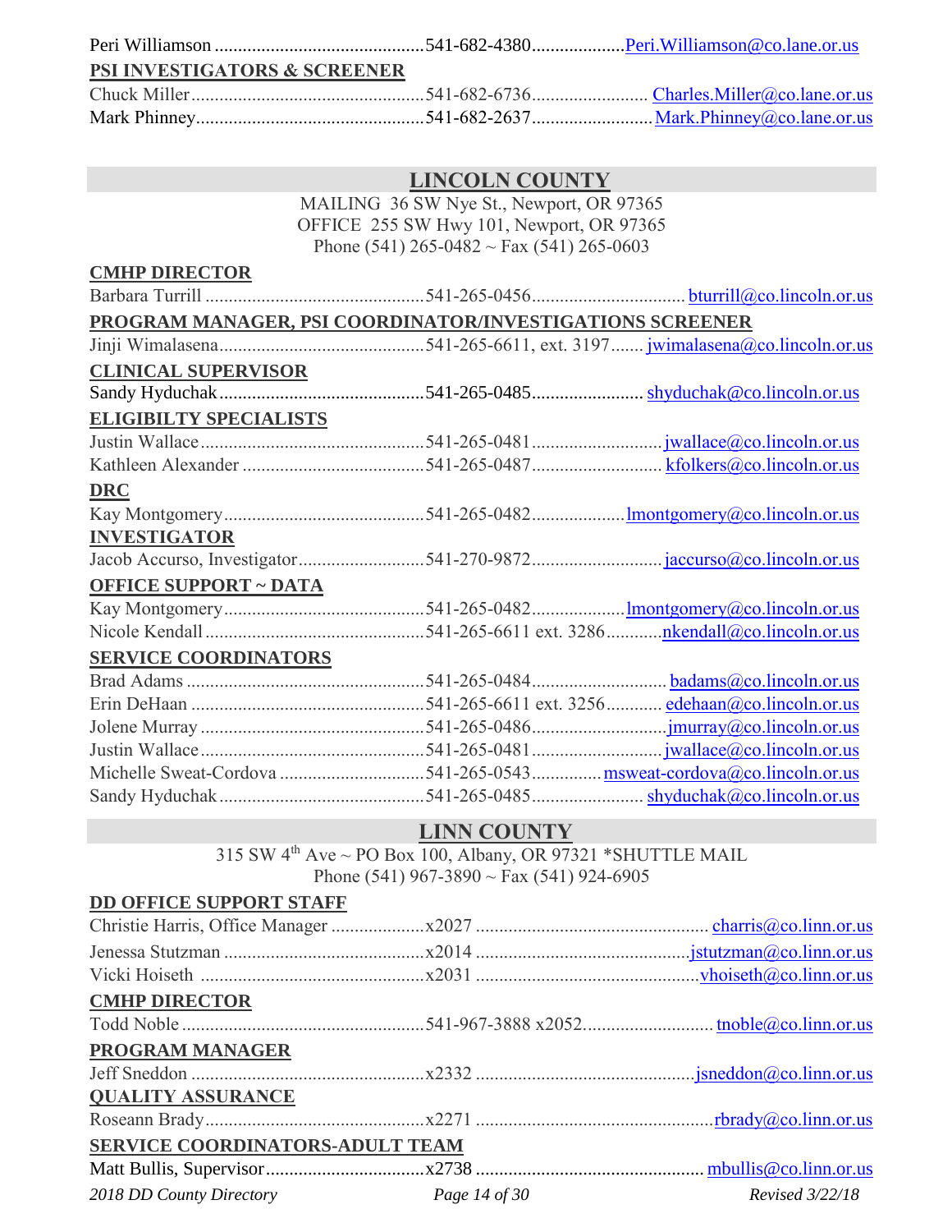Peri Williamson ............................................541-682-4380...................Peri.Williamson@co.lane.or.us

**PSI INVESTIGATORS & SCREENER**

Chuck Miller..................................................541-682-6736......................... Charles.Miller@co.lane.or.us
Mark Phinney.................................................541-682-2637..........................Mark.Phinney@co.lane.or.us

## LINCOLN COUNTY

MAILING 36 SW Nye St., Newport, OR 97365
OFFICE 255 SW Hwy 101, Newport, OR 97365
Phone (541) 265-0482 ~ Fax (541) 265-0603

**CMHP DIRECTOR**

Barbara Turrill ...............................................541-265-0456................................ bturrill@co.lincoln.or.us

**PROGRAM MANAGER, PSI COORDINATOR/INVESTIGATIONS SCREENER**

Jinji Wimalasena............................................541-265-6611, ext. 3197....... jwimalasena@co.lincoln.or.us

**CLINICAL SUPERVISOR**

Sandy Hyduchak............................................541-265-0485........................ shyduchak@co.lincoln.or.us

**ELIGIBILTY SPECIALISTS**

Justin Wallace.................................................541-265-0481............................jwallace@co.lincoln.or.us
Kathleen Alexander .......................................541-265-0487............................ kfolkers@co.lincoln.or.us

**DRC**

Kay Montgomery...........................................541-265-0482....................lmontgomery@co.lincoln.or.us

**INVESTIGATOR**

Jacob Accurso, Investigator...........................541-270-9872............................jaccurso@co.lincoln.or.us

**OFFICE SUPPORT ~ DATA**

Kay Montgomery...........................................541-265-0482....................lmontgomery@co.lincoln.or.us
Nicole Kendall ...............................................541-265-6611 ext. 3286............nkendall@co.lincoln.or.us

**SERVICE COORDINATORS**

Brad Adams ...................................................541-265-0484............................ badams@co.lincoln.or.us
Erin DeHaan ..................................................541-265-6611 ext. 3256............ edehaan@co.lincoln.or.us
Jolene Murray ................................................541-265-0486.............................jmurray@co.lincoln.or.us
Justin Wallace.................................................541-265-0481............................jwallace@co.lincoln.or.us
Michelle Sweat-Cordova ...............................541-265-0543.............. msweat-cordova@co.lincoln.or.us
Sandy Hyduchak............................................541-265-0485........................ shyduchak@co.lincoln.or.us

## LINN COUNTY

315 SW 4th Ave ~ PO Box 100, Albany, OR 97321 *SHUTTLE MAIL
Phone (541) 967-3890 ~ Fax (541) 924-6905

**DD OFFICE SUPPORT STAFF**

Christie Harris, Office Manager ....................x2027 ................................................. charris@co.linn.or.us
Jenessa Stutzman ...........................................x2014 .............................................jstutzman@co.linn.or.us
Vicki Hoiseth ................................................x2031 ...............................................vhoiseth@co.linn.or.us

**CMHP DIRECTOR**

Todd Noble ....................................................541-967-3888 x2052........................... tnoble@co.linn.or.us

**PROGRAM MANAGER**

Jeff Sneddon ..................................................x2332 ..............................................jsneddon@co.linn.or.us

**QUALITY ASSURANCE**

Roseann Brady...............................................x2271 ..................................................rbrady@co.linn.or.us

**SERVICE COORDINATORS-ADULT TEAM**

Matt Bullis, Supervisor..................................x2738 ................................................. mbullis@co.linn.or.us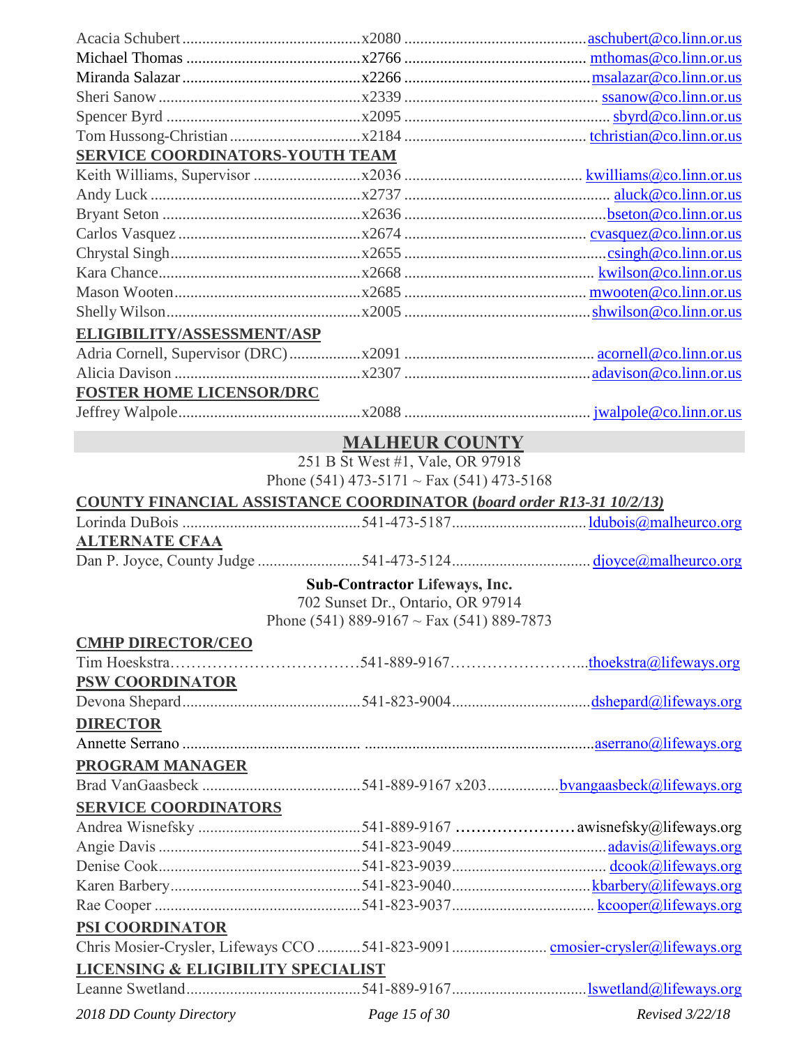Acacia Schubert ........ x2080 ........ aschubert@co.linn.or.us
Michael Thomas ........ x2766 ........ mthomas@co.linn.or.us
Miranda Salazar ........ x2266 ........ msalazar@co.linn.or.us
Sheri Sanow ........ x2339 ........ ssanow@co.linn.or.us
Spencer Byrd ........ x2095 ........ sbyrd@co.linn.or.us
Tom Hussong-Christian ........ x2184 ........ tchristian@co.linn.or.us

**SERVICE COORDINATORS-YOUTH TEAM**

Keith Williams, Supervisor ........ x2036 ........ kwilliams@co.linn.or.us
Andy Luck ........ x2737 ........ aluck@co.linn.or.us
Bryant Seton ........ x2636 ........ bseton@co.linn.or.us
Carlos Vasquez ........ x2674 ........ cvasquez@co.linn.or.us
Chrystal Singh ........ x2655 ........ csingh@co.linn.or.us
Kara Chance ........ x2668 ........ kwilson@co.linn.or.us
Mason Wooten ........ x2685 ........ mwooten@co.linn.or.us
Shelly Wilson ........ x2005 ........ shwilson@co.linn.or.us

**ELIGIBILITY/ASSESSMENT/ASP**

Adria Cornell, Supervisor (DRC) ........ x2091 ........ acornell@co.linn.or.us
Alicia Davison ........ x2307 ........ adavison@co.linn.or.us

**FOSTER HOME LICENSOR/DRC**

Jeffrey Walpole ........ x2088 ........ jwalpole@co.linn.or.us

## MALHEUR COUNTY

251 B St West #1, Vale, OR 97918
Phone (541) 473-5171 ~ Fax (541) 473-5168

**COUNTY FINANCIAL ASSISTANCE COORDINATOR (*board order R13-31 10/2/13*)**

Lorinda DuBois ........ 541-473-5187 ........ ldubois@malheurco.org

**ALTERNATE CFAA**

Dan P. Joyce, County Judge ........ 541-473-5124 ........ djoyce@malheurco.org

**Sub-Contractor Lifeways, Inc.**
702 Sunset Dr., Ontario, OR 97914
Phone (541) 889-9167 ~ Fax (541) 889-7873

**CMHP DIRECTOR/CEO**

Tim Hoeskstra ........ 541-889-9167 ........ thoekstra@lifeways.org

**PSW COORDINATOR**

Devona Shepard ........ 541-823-9004 ........ dshepard@lifeways.org

**DIRECTOR**

Annette Serrano ........ ........ aserrano@lifeways.org

**PROGRAM MANAGER**

Brad VanGaasbeck ........ 541-889-9167 x203 ........ bvangaasbeck@lifeways.org

**SERVICE COORDINATORS**

Andrea Wisnefsky ........ 541-889-9167 ........ awisnefsky@lifeways.org
Angie Davis ........ 541-823-9049 ........ adavis@lifeways.org
Denise Cook ........ 541-823-9039 ........ dcook@lifeways.org
Karen Barbery ........ 541-823-9040 ........ kbarbery@lifeways.org
Rae Cooper ........ 541-823-9037 ........ kcooper@lifeways.org

**PSI COORDINATOR**

Chris Mosier-Crysler, Lifeways CCO ........ 541-823-9091 ........ cmosier-crysler@lifeways.org

**LICENSING & ELIGIBILITY SPECIALIST**

Leanne Swetland ........ 541-889-9167 ........ lswetland@lifeways.org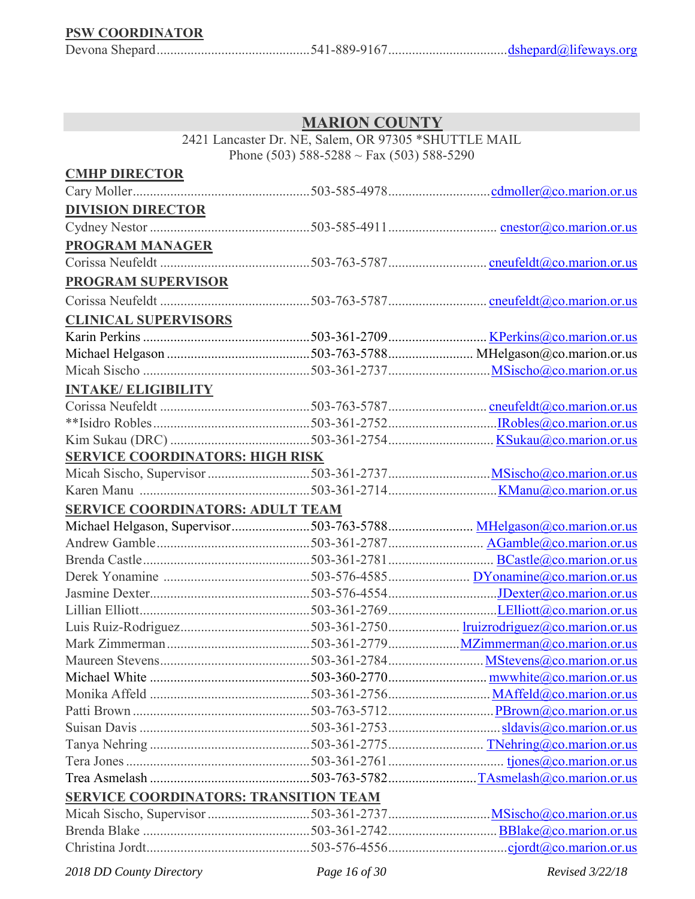**PSW COORDINATOR**

Devona Shepard ............................................541-889-9167..................................dshepard@lifeways.org

## MARION COUNTY

2421 Lancaster Dr. NE, Salem, OR 97305 *SHUTTLE MAIL
Phone (503) 588-5288 ~ Fax (503) 588-5290

**CMHP DIRECTOR**

Cary Moller....................................................503-585-4978..............................cdmoller@co.marion.or.us

**DIVISION DIRECTOR**

Cydney Nestor ...............................................503-585-4911................................ cnestor@co.marion.or.us

**PROGRAM MANAGER**

Corissa Neufeldt ............................................503-763-5787............................ cneufeldt@co.marion.or.us

**PROGRAM SUPERVISOR**

Corissa Neufeldt ............................................503-763-5787............................ cneufeldt@co.marion.or.us

**CLINICAL SUPERVISORS**

Karin Perkins .................................................503-361-2709............................ KPerkins@co.marion.or.us
Michael Helgason ..........................................503-763-5788......................... MHelgason@co.marion.or.us
Micah Sischo .................................................503-361-2737..............................MSischo@co.marion.or.us

**INTAKE/ ELIGIBILITY**

Corissa Neufeldt ............................................503-763-5787............................ cneufeldt@co.marion.or.us
**Isidro Robles...............................................503-361-2752...............................IRobles@co.marion.or.us
Kim Sukau (DRC) .........................................503-361-2754.............................. KSukau@co.marion.or.us

**SERVICE COORDINATORS: HIGH RISK**

Micah Sischo, Supervisor ..............................503-361-2737..............................MSischo@co.marion.or.us
Karen Manu ..................................................503-361-2714...............................KManu@co.marion.or.us

**SERVICE COORDINATORS: ADULT TEAM**

Michael Helgason, Supervisor.......................503-763-5788........................ MHelgason@co.marion.or.us
Andrew Gamble.............................................503-361-2787........................... AGamble@co.marion.or.us
Brenda Castle.................................................503-361-2781.............................. BCastle@co.marion.or.us
Derek Yonamine ...........................................503-576-4585....................... DYonamine@co.marion.or.us
Jasmine Dexter...............................................503-576-4554...............................JDexter@co.marion.or.us
Lillian Elliott..................................................503-361-2769...............................LElliott@co.marion.or.us
Luis Ruiz-Rodriguez......................................503-361-2750.................... lruizrodriguez@co.marion.or.us
Mark Zimmerman..........................................503-361-2779....................MZimmerman@co.marion.or.us
Maureen Stevens............................................503-361-2784........................... MStevens@co.marion.or.us
Michael White ...............................................503-360-2770............................ mwwhite@co.marion.or.us
Monika Affeld ...............................................503-361-2756............................. MAffeld@co.marion.or.us
Patti Brown ....................................................503-763-5712..............................PBrown@co.marion.or.us
Suisan Davis ..................................................503-361-2753................................sldavis@co.marion.or.us
Tanya Nehring ...............................................503-361-2775........................... TNehring@co.marion.or.us
Tera Jones ......................................................503-361-2761................................. tjones@co.marion.or.us
Trea Asmelash ...............................................503-763-5782.........................TAsmelash@co.marion.or.us

**SERVICE COORDINATORS: TRANSITION TEAM**

Micah Sischo, Supervisor ..............................503-361-2737..............................MSischo@co.marion.or.us
Brenda Blake .................................................503-361-2742...............................BBlake@co.marion.or.us
Christina Jordt................................................503-576-4556..................................cjordt@co.marion.or.us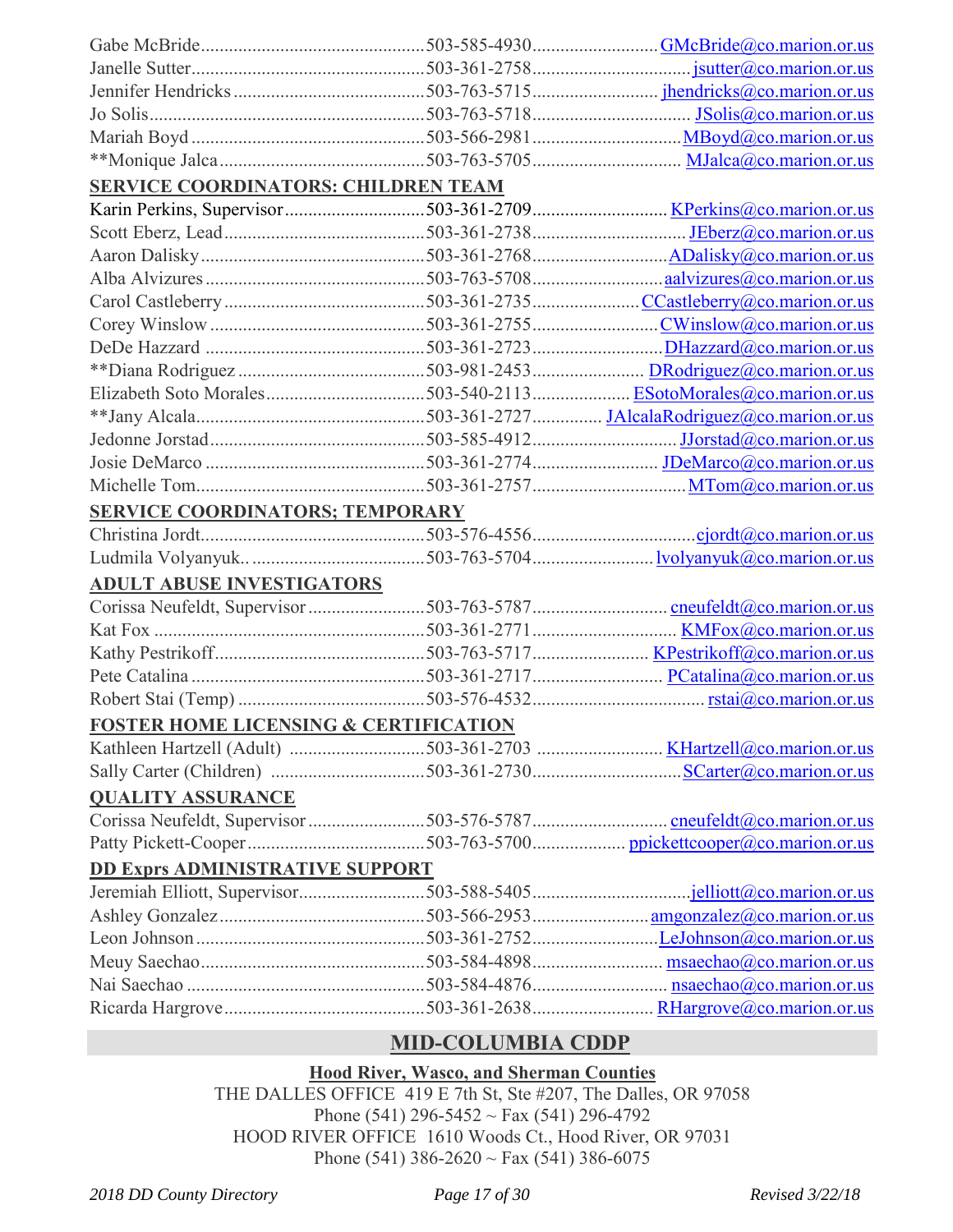| | | |
|---|---|---|
| Gabe McBride | 503-585-4930 | GMcBride@co.marion.or.us |
| Janelle Sutter | 503-361-2758 | jsutter@co.marion.or.us |
| Jennifer Hendricks | 503-763-5715 | jhendricks@co.marion.or.us |
| Jo Solis | 503-763-5718 | JSolis@co.marion.or.us |
| Mariah Boyd | 503-566-2981 | MBoyd@co.marion.or.us |
| **Monique Jalca | 503-763-5705 | MJalca@co.marion.or.us |

### SERVICE COORDINATORS: CHILDREN TEAM

| | | |
|---|---|---|
| Karin Perkins, Supervisor | 503-361-2709 | KPerkins@co.marion.or.us |
| Scott Eberz, Lead | 503-361-2738 | JEberz@co.marion.or.us |
| Aaron Dalisky | 503-361-2768 | ADalisky@co.marion.or.us |
| Alba Alvizures | 503-763-5708 | aalvizures@co.marion.or.us |
| Carol Castleberry | 503-361-2735 | CCastleberry@co.marion.or.us |
| Corey Winslow | 503-361-2755 | CWinslow@co.marion.or.us |
| DeDe Hazzard | 503-361-2723 | DHazzard@co.marion.or.us |
| **Diana Rodriguez | 503-981-2453 | DRodriguez@co.marion.or.us |
| Elizabeth Soto Morales | 503-540-2113 | ESotoMorales@co.marion.or.us |
| **Jany Alcala | 503-361-2727 | JAlcalaRodriguez@co.marion.or.us |
| Jedonne Jorstad | 503-585-4912 | JJorstad@co.marion.or.us |
| Josie DeMarco | 503-361-2774 | JDeMarco@co.marion.or.us |
| Michelle Tom | 503-361-2757 | MTom@co.marion.or.us |

### SERVICE COORDINATORS; TEMPORARY

| | | |
|---|---|---|
| Christina Jordt | 503-576-4556 | cjordt@co.marion.or.us |
| Ludmila Volyanyuk | 503-763-5704 | lvolyanyuk@co.marion.or.us |

### ADULT ABUSE INVESTIGATORS

| | | |
|---|---|---|
| Corissa Neufeldt, Supervisor | 503-763-5787 | cneufeldt@co.marion.or.us |
| Kat Fox | 503-361-2771 | KMFox@co.marion.or.us |
| Kathy Pestrikoff | 503-763-5717 | KPestrikoff@co.marion.or.us |
| Pete Catalina | 503-361-2717 | PCatalina@co.marion.or.us |
| Robert Stai (Temp) | 503-576-4532 | rstai@co.marion.or.us |

### FOSTER HOME LICENSING & CERTIFICATION

| | | |
|---|---|---|
| Kathleen Hartzell (Adult) | 503-361-2703 | KHartzell@co.marion.or.us |
| Sally Carter (Children) | 503-361-2730 | SCarter@co.marion.or.us |

### QUALITY ASSURANCE

| | | |
|---|---|---|
| Corissa Neufeldt, Supervisor | 503-576-5787 | cneufeldt@co.marion.or.us |
| Patty Pickett-Cooper | 503-763-5700 | ppickettcooper@co.marion.or.us |

### DD Exprs ADMINISTRATIVE SUPPORT

| | | |
|---|---|---|
| Jeremiah Elliott, Supervisor | 503-588-5405 | jelliott@co.marion.or.us |
| Ashley Gonzalez | 503-566-2953 | amgonzalez@co.marion.or.us |
| Leon Johnson | 503-361-2752 | LeJohnson@co.marion.or.us |
| Meuy Saechao | 503-584-4898 | msaechao@co.marion.or.us |
| Nai Saechao | 503-584-4876 | nsaechao@co.marion.or.us |
| Ricarda Hargrove | 503-361-2638 | RHargrove@co.marion.or.us |

## MID-COLUMBIA CDDP

**Hood River, Wasco, and Sherman Counties**

THE DALLES OFFICE 419 E 7th St, Ste #207, The Dalles, OR 97058
Phone (541) 296-5452 ~ Fax (541) 296-4792
HOOD RIVER OFFICE 1610 Woods Ct., Hood River, OR 97031
Phone (541) 386-2620 ~ Fax (541) 386-6075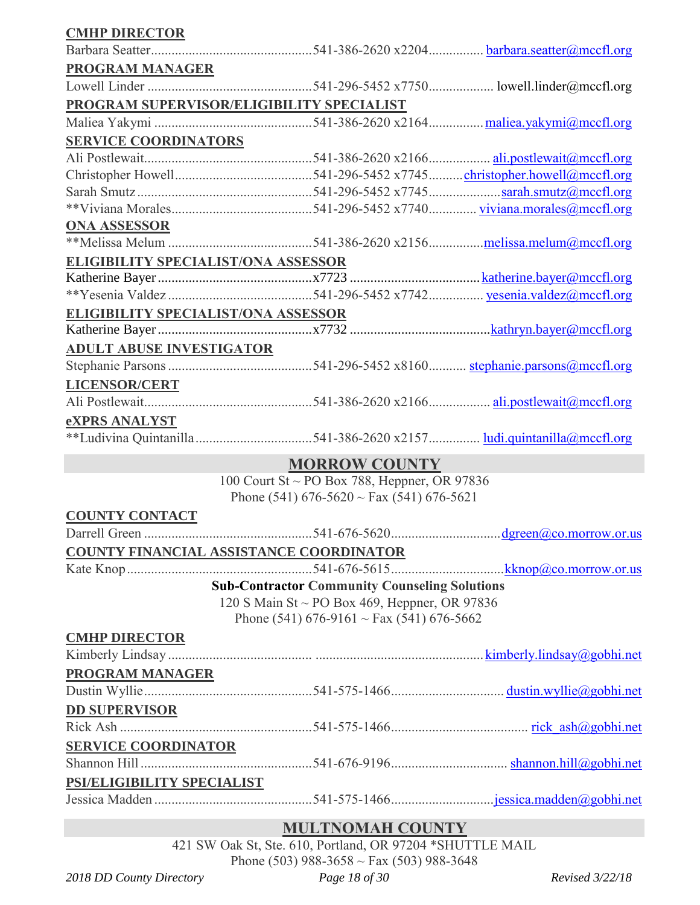**CMHP DIRECTOR**

Barbara Seatter............................................541-386-2620 x2204............... barbara.seatter@mccfl.org

**PROGRAM MANAGER**

Lowell Linder .............................................541-296-5452 x7750.................. lowell.linder@mccfl.org

**PROGRAM SUPERVISOR/ELIGIBILITY SPECIALIST**

Maliea Yakymi ...........................................541-386-2620 x2164............... maliea.yakymi@mccfl.org

**SERVICE COORDINATORS**

Ali Postlewait..............................................541-386-2620 x2166................. ali.postlewait@mccfl.org

Christopher Howell......................................541-296-5452 x7745.........christopher.howell@mccfl.org

Sarah Smutz ................................................541-296-5452 x7745.....................sarah.smutz@mccfl.org

**Viviana Morales.......................................541-296-5452 x7740............. viviana.morales@mccfl.org

**ONA ASSESSOR**

**Melissa Melum ........................................541-386-2620 x2156...............melissa.melum@mccfl.org

**ELIGIBILITY SPECIALIST/ONA ASSESSOR**

Katherine Bayer ..........................................x7723 ....................................katherine.bayer@mccfl.org

**Yesenia Valdez ........................................541-296-5452 x7742............... yesenia.valdez@mccfl.org

**ELIGIBILITY SPECIALIST/ONA ASSESSOR**

Katherine Bayer ..........................................x7732 ........................................kathryn.bayer@mccfl.org

**ADULT ABUSE INVESTIGATOR**

Stephanie Parsons ........................................541-296-5452 x8160........... stephanie.parsons@mccfl.org

**LICENSOR/CERT**

Ali Postlewait..............................................541-386-2620 x2166................. ali.postlewait@mccfl.org

**eXPRS ANALYST**

**Ludivina Quintanilla ..............................541-386-2620 x2157.............. ludi.quintanilla@mccfl.org

## MORROW COUNTY

100 Court St ~ PO Box 788, Heppner, OR 97836
Phone (541) 676-5620 ~ Fax (541) 676-5621

**COUNTY CONTACT**

Darrell Green ..............................................541-676-5620...............................dgreen@co.morrow.or.us

**COUNTY FINANCIAL ASSISTANCE COORDINATOR**

Kate Knop ...................................................541-676-5615................................kknop@co.morrow.or.us

**Sub-Contractor Community Counseling Solutions**
120 S Main St ~ PO Box 469, Heppner, OR 97836
Phone (541) 676-9161 ~ Fax (541) 676-5662

**CMHP DIRECTOR**

Kimberly Lindsay ........................................ ...............................................kimberly.lindsay@gobhi.net

**PROGRAM MANAGER**

Dustin Wyllie...............................................541-575-1466................................ dustin.wyllie@gobhi.net

**DD SUPERVISOR**

Rick Ash ......................................................541-575-1466....................................... rick_ash@gobhi.net

**SERVICE COORDINATOR**

Shannon Hill ................................................541-676-9196................................. shannon.hill@gobhi.net

**PSI/ELIGIBILITY SPECIALIST**

Jessica Madden ............................................541-575-1466.............................jessica.madden@gobhi.net

## MULTNOMAH COUNTY

421 SW Oak St, Ste. 610, Portland, OR 97204 *SHUTTLE MAIL
Phone (503) 988-3658 ~ Fax (503) 988-3648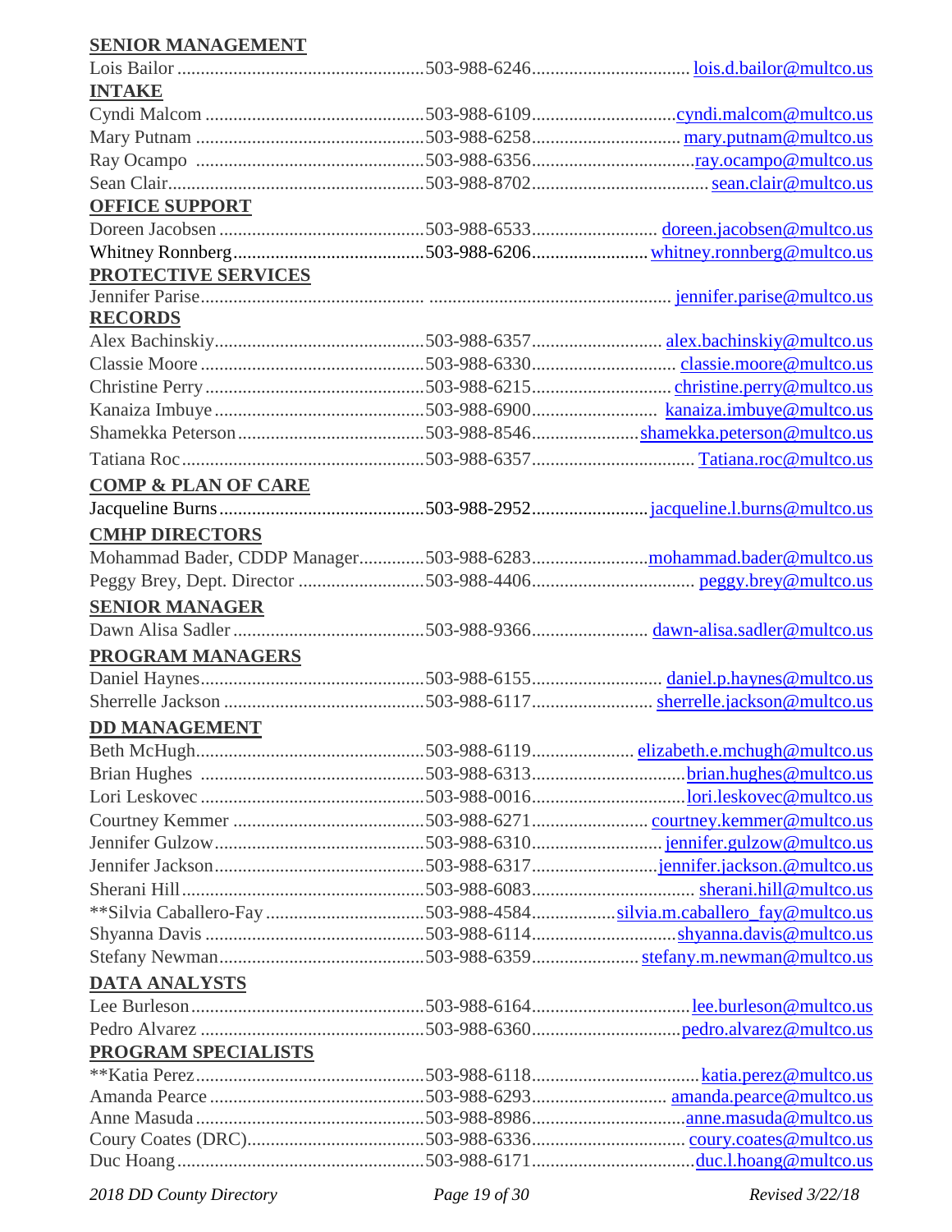**SENIOR MANAGEMENT**

Lois Bailor ........ 503-988-6246 ........ lois.d.bailor@multco.us

**INTAKE**

Cyndi Malcom ........ 503-988-6109 ........ cyndi.malcom@multco.us
Mary Putnam ........ 503-988-6258 ........ mary.putnam@multco.us
Ray Ocampo ........ 503-988-6356 ........ ray.ocampo@multco.us
Sean Clair ........ 503-988-8702 ........ sean.clair@multco.us

**OFFICE SUPPORT**

Doreen Jacobsen ........ 503-988-6533 ........ doreen.jacobsen@multco.us
Whitney Ronnberg ........ 503-988-6206 ........ whitney.ronnberg@multco.us

**PROTECTIVE SERVICES**

Jennifer Parise ........ ........ jennifer.parise@multco.us

**RECORDS**

Alex Bachinskiy ........ 503-988-6357 ........ alex.bachinskiy@multco.us
Classie Moore ........ 503-988-6330 ........ classie.moore@multco.us
Christine Perry ........ 503-988-6215 ........ christine.perry@multco.us
Kanaiza Imbuye ........ 503-988-6900 ........ kanaiza.imbuye@multco.us
Shamekka Peterson ........ 503-988-8546 ........ shamekka.peterson@multco.us
Tatiana Roc ........ 503-988-6357 ........ Tatiana.roc@multco.us

**COMP & PLAN OF CARE**

Jacqueline Burns ........ 503-988-2952 ........ jacqueline.l.burns@multco.us

**CMHP DIRECTORS**

Mohammad Bader, CDDP Manager ........ 503-988-6283 ........ mohammad.bader@multco.us
Peggy Brey, Dept. Director ........ 503-988-4406 ........ peggy.brey@multco.us

**SENIOR MANAGER**

Dawn Alisa Sadler ........ 503-988-9366 ........ dawn-alisa.sadler@multco.us

**PROGRAM MANAGERS**

Daniel Haynes ........ 503-988-6155 ........ daniel.p.haynes@multco.us
Sherrelle Jackson ........ 503-988-6117 ........ sherrelle.jackson@multco.us

**DD MANAGEMENT**

Beth McHugh ........ 503-988-6119 ........ elizabeth.e.mchugh@multco.us
Brian Hughes ........ 503-988-6313 ........ brian.hughes@multco.us
Lori Leskovec ........ 503-988-0016 ........ lori.leskovec@multco.us
Courtney Kemmer ........ 503-988-6271 ........ courtney.kemmer@multco.us
Jennifer Gulzow ........ 503-988-6310 ........ jennifer.gulzow@multco.us
Jennifer Jackson ........ 503-988-6317 ........ jennifer.jackson.@multco.us
Sherani Hill ........ 503-988-6083 ........ sherani.hill@multco.us
**Silvia Caballero-Fay ........ 503-988-4584 ........ silvia.m.caballero_fay@multco.us
Shyanna Davis ........ 503-988-6114 ........ shyanna.davis@multco.us
Stefany Newman ........ 503-988-6359 ........ stefany.m.newman@multco.us

**DATA ANALYSTS**

Lee Burleson ........ 503-988-6164 ........ lee.burleson@multco.us
Pedro Alvarez ........ 503-988-6360 ........ pedro.alvarez@multco.us

**PROGRAM SPECIALISTS**

**Katia Perez ........ 503-988-6118 ........ katia.perez@multco.us
Amanda Pearce ........ 503-988-6293 ........ amanda.pearce@multco.us
Anne Masuda ........ 503-988-8986 ........ anne.masuda@multco.us
Coury Coates (DRC) ........ 503-988-6336 ........ coury.coates@multco.us
Duc Hoang ........ 503-988-6171 ........ duc.l.hoang@multco.us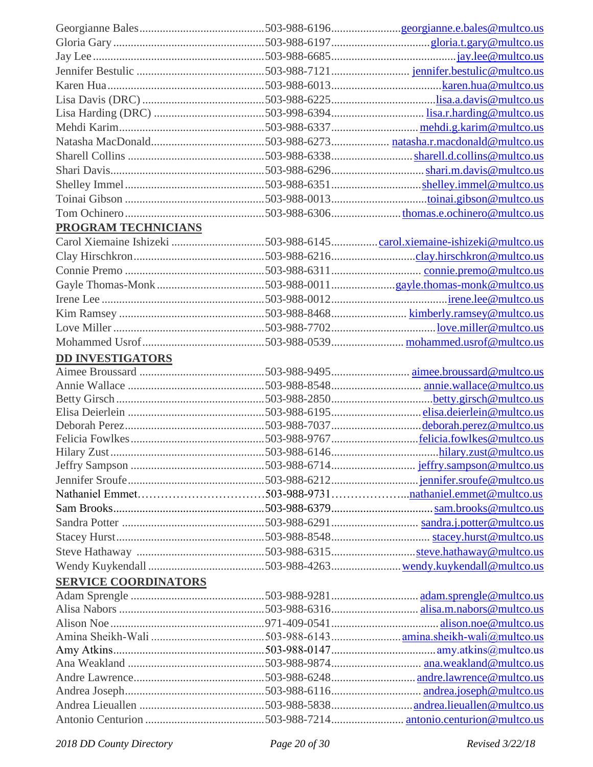| Name | Phone | Email |
|---|---|---|
| Georgianne Bales | 503-988-6196 | georgianne.e.bales@multco.us |
| Gloria Gary | 503-988-6197 | gloria.t.gary@multco.us |
| Jay Lee | 503-988-6685 | jay.lee@multco.us |
| Jennifer Bestulic | 503-988-7121 | jennifer.bestulic@multco.us |
| Karen Hua | 503-988-6013 | karen.hua@multco.us |
| Lisa Davis (DRC) | 503-988-6225 | lisa.a.davis@multco.us |
| Lisa Harding (DRC) | 503-998-6394 | lisa.r.harding@multco.us |
| Mehdi Karim | 503-988-6337 | mehdi.g.karim@multco.us |
| Natasha MacDonald | 503-988-6273 | natasha.r.macdonald@multco.us |
| Sharell Collins | 503-988-6338 | sharell.d.collins@multco.us |
| Shari Davis | 503-988-6296 | shari.m.davis@multco.us |
| Shelley Immel | 503-988-6351 | shelley.immel@multco.us |
| Toinai Gibson | 503-988-0013 | toinai.gibson@multco.us |
| Tom Ochinero | 503-988-6306 | thomas.e.ochinero@multco.us |

## PROGRAM TECHNICIANS

| Name | Phone | Email |
|---|---|---|
| Carol Xiemaine Ishizeki | 503-988-6145 | carol.xiemaine-ishizeki@multco.us |
| Clay Hirschkron | 503-988-6216 | clay.hirschkron@multco.us |
| Connie Premo | 503-988-6311 | connie.premo@multco.us |
| Gayle Thomas-Monk | 503-988-0011 | gayle.thomas-monk@multco.us |
| Irene Lee | 503-988-0012 | irene.lee@multco.us |
| Kim Ramsey | 503-988-8468 | kimberly.ramsey@multco.us |
| Love Miller | 503-988-7702 | love.miller@multco.us |
| Mohammed Usrof | 503-988-0539 | mohammed.usrof@multco.us |

## DD INVESTIGATORS

| Name | Phone | Email |
|---|---|---|
| Aimee Broussard | 503-988-9495 | aimee.broussard@multco.us |
| Annie Wallace | 503-988-8548 | annie.wallace@multco.us |
| Betty Girsch | 503-988-2850 | betty.girsch@multco.us |
| Elisa Deierlein | 503-988-6195 | elisa.deierlein@multco.us |
| Deborah Perez | 503-988-7037 | deborah.perez@multco.us |
| Felicia Fowlkes | 503-988-9767 | felicia.fowlkes@multco.us |
| Hilary Zust | 503-988-6146 | hilary.zust@multco.us |
| Jeffry Sampson | 503-988-6714 | jeffry.sampson@multco.us |
| Jennifer Sroufe | 503-988-6212 | jennifer.sroufe@multco.us |
| Nathaniel Emmet | 503-988-9731 | nathaniel.emmet@multco.us |
| Sam Brooks | 503-988-6379 | sam.brooks@multco.us |
| Sandra Potter | 503-988-6291 | sandra.j.potter@multco.us |
| Stacey Hurst | 503-988-8548 | stacey.hurst@multco.us |
| Steve Hathaway | 503-988-6315 | steve.hathaway@multco.us |
| Wendy Kuykendall | 503-988-4263 | wendy.kuykendall@multco.us |

## SERVICE COORDINATORS

| Name | Phone | Email |
|---|---|---|
| Adam Sprengle | 503-988-9281 | adam.sprengle@multco.us |
| Alisa Nabors | 503-988-6316 | alisa.m.nabors@multco.us |
| Alison Noe | 971-409-0541 | alison.noe@multco.us |
| Amina Sheikh-Wali | 503-988-6143 | amina.sheikh-wali@multco.us |
| Amy Atkins | 503-988-0147 | amy.atkins@multco.us |
| Ana Weakland | 503-988-9874 | ana.weakland@multco.us |
| Andre Lawrence | 503-988-6248 | andre.lawrence@multco.us |
| Andrea Joseph | 503-988-6116 | andrea.joseph@multco.us |
| Andrea Lieuallen | 503-988-5838 | andrea.lieuallen@multco.us |
| Antonio Centurion | 503-988-7214 | antonio.centurion@multco.us |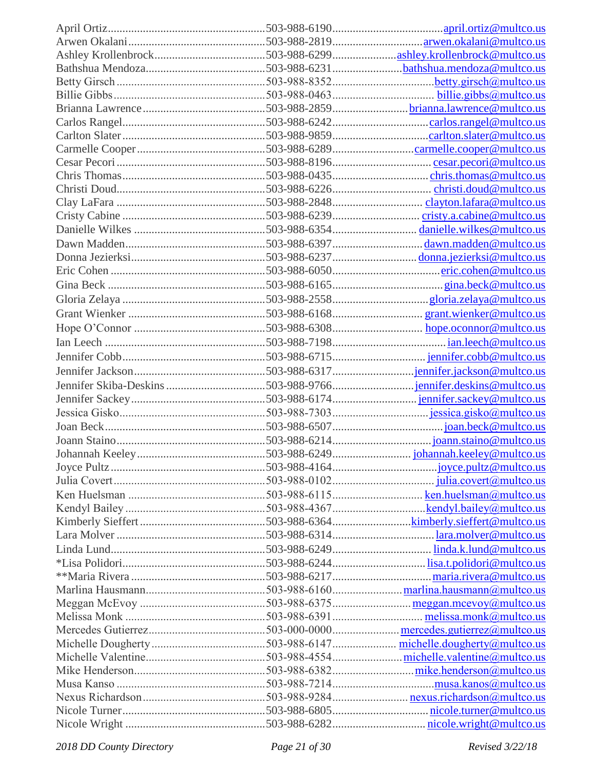April Ortiz....................................................503-988-6190....................................april.ortiz@multco.us
Arwen Okalani..............................................503-988-2819..............................arwen.okalani@multco.us
Ashley Krollenbrock.....................................503-988-6299.....................ashley.krollenbrock@multco.us
Bathshua Mendoza........................................503-988-6231.......................bathshua.mendoza@multco.us
Betty Girsch..................................................503-988-8352..................................betty.girsch@multco.us
Billie Gibbs...................................................503-988-0463.................................. billie.gibbs@multco.us
Brianna Lawrence..........................................503-988-2859.........................brianna.lawrence@multco.us
Carlos Rangel................................................503-988-6242................................carlos.rangel@multco.us
Carlton Slater................................................503-988-9859................................carlton.slater@multco.us
Carmelle Cooper............................................503-988-6289...........................carmelle.cooper@multco.us
Cesar Pecori..................................................503-988-8196................................ cesar.pecori@multco.us
Chris Thomas.................................................503-988-0435................................ chris.thomas@multco.us
Christi Doud..................................................503-988-6226................................. christi.doud@multco.us
Clay LaFara ..................................................503-988-2848.............................. clayton.lafara@multco.us
Cristy Cabine ................................................503-988-6239............................. cristy.a.cabine@multco.us
Danielle Wilkes .............................................503-988-6354............................ danielle.wilkes@multco.us
Dawn Madden................................................503-988-6397.............................. dawn.madden@multco.us
Donna Jezierksi.............................................503-988-6237............................ donna.jezierksi@multco.us
Eric Cohen ....................................................503-988-6050....................................eric.cohen@multco.us
Gina Beck .....................................................503-988-6165.....................................gina.beck@multco.us
Gloria Zelaya ................................................503-988-2558................................gloria.zelaya@multco.us
Grant Wienker ...............................................503-988-6168.............................. grant.wienker@multco.us
Hope O'Connor .............................................503-988-6308.............................. hope.oconnor@multco.us
Ian Leech ......................................................503-988-7198......................................ian.leech@multco.us
Jennifer Cobb.................................................503-988-6715.............................. jennifer.cobb@multco.us
Jennifer Jackson.............................................503-988-6317...........................jennifer.jackson@multco.us
Jennifer Skiba-Deskins .................................503-988-9766...........................jennifer.deskins@multco.us
Jennifer Sackey..............................................503-988-6174............................ jennifer.sackey@multco.us
Jessica Gisko..................................................503-988-7303............................... jessica.gisko@multco.us
Joan Beck......................................................503-988-6507.....................................joan.beck@multco.us
Joann Staino..................................................503-988-6214.................................joann.staino@multco.us
Johannah Keeley............................................503-988-6249.......................... johannah.keeley@multco.us
Joyce Pultz....................................................503-988-4164...................................joyce.pultz@multco.us
Julia Covert...................................................503-988-0102.................................. julia.covert@multco.us
Ken Huelsman ...............................................503-988-6115.............................. ken.huelsman@multco.us
Kendyl Bailey................................................503-988-4367...............................kendyl.bailey@multco.us
Kimberly Sieffert...........................................503-988-6364..........................kimberly.sieffert@multco.us
Lara Molver ..................................................503-988-6314.................................. lara.molver@multco.us
Linda Lund....................................................503-988-6249................................. linda.k.lund@multco.us
*Lisa Polidori.................................................503-988-6244............................... lisa.t.polidori@multco.us
**Maria Rivera..............................................503-988-6217.................................maria.rivera@multco.us
Marlina Hausmann.........................................503-988-6160.......................marlina.hausmann@multco.us
Meggan McEvoy ...........................................503-988-6375.......................... meggan.mcevoy@multco.us
Melissa Monk ................................................503-988-6391.............................. melissa.monk@multco.us
Mercedes Gutierrez........................................503-000-0000...................... mercedes.gutierrez@multco.us
Michelle Dougherty.......................................503-988-6147..................... michelle.dougherty@multco.us
Michelle Valentine.........................................503-988-4554....................... michelle.valentine@multco.us
Mike Henderson.............................................503-988-6382...........................mike.henderson@multco.us
Musa Kanso ...................................................503-988-7214..................................musa.kanos@multco.us
Nexus Richardson..........................................503-988-9284......................... nexus.richardson@multco.us
Nicole Turner.................................................503-988-6805................................ nicole.turner@multco.us
Nicole Wright ................................................503-988-6282............................... nicole.wright@multco.us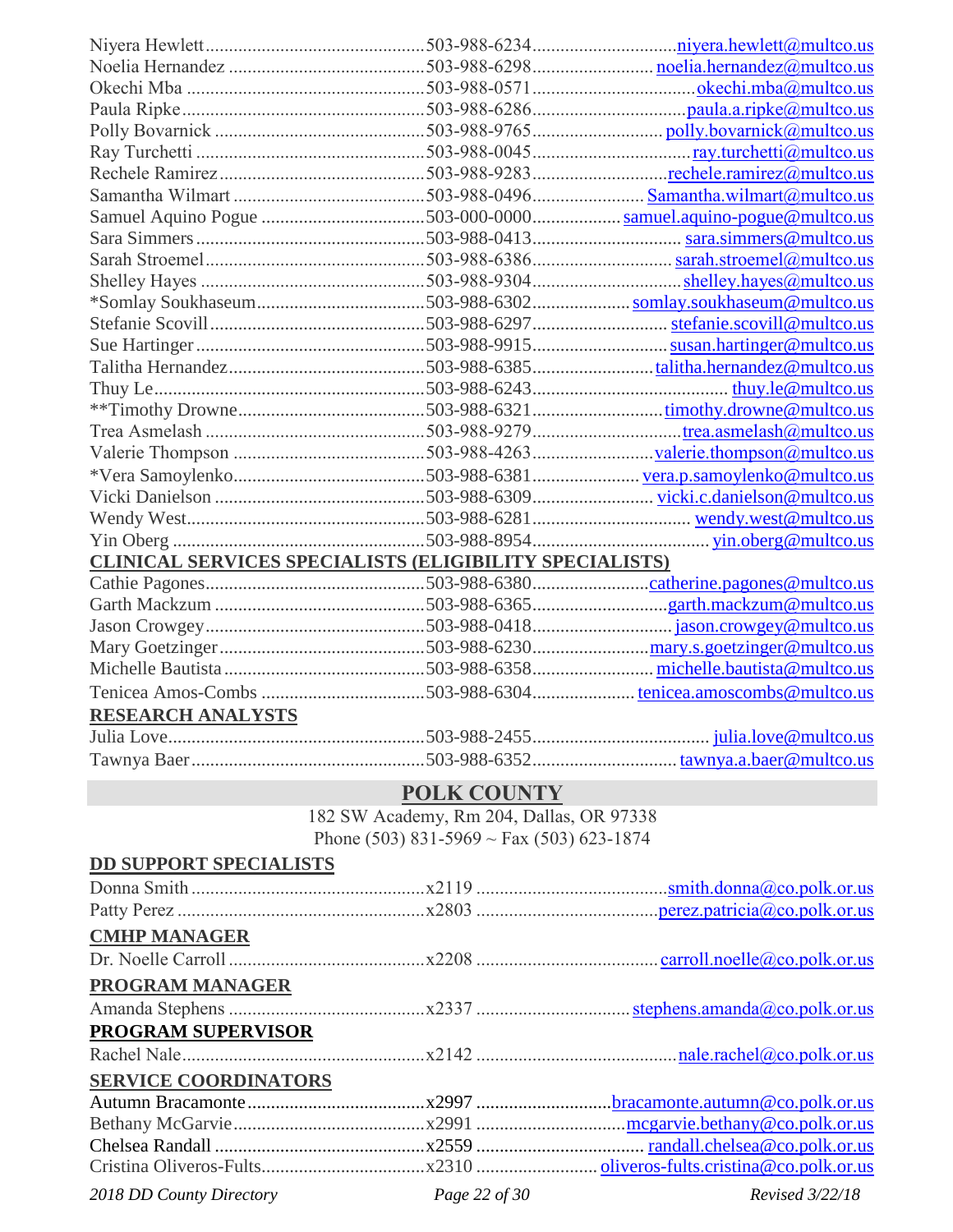| | | |
|---|---|---|
| Niyera Hewlett | 503-988-6234 | niyera.hewlett@multco.us |
| Noelia Hernandez | 503-988-6298 | noelia.hernandez@multco.us |
| Okechi Mba | 503-988-0571 | okechi.mba@multco.us |
| Paula Ripke | 503-988-6286 | paula.a.ripke@multco.us |
| Polly Bovarnick | 503-988-9765 | polly.bovarnick@multco.us |
| Ray Turchetti | 503-988-0045 | ray.turchetti@multco.us |
| Rechele Ramirez | 503-988-9283 | rechele.ramirez@multco.us |
| Samantha Wilmart | 503-988-0496 | Samantha.wilmart@multco.us |
| Samuel Aquino Pogue | 503-000-0000 | samuel.aquino-pogue@multco.us |
| Sara Simmers | 503-988-0413 | sara.simmers@multco.us |
| Sarah Stroemel | 503-988-6386 | sarah.stroemel@multco.us |
| Shelley Hayes | 503-988-9304 | shelley.hayes@multco.us |
| *Somlay Soukhaseum | 503-988-6302 | somlay.soukhaseum@multco.us |
| Stefanie Scovill | 503-988-6297 | stefanie.scovill@multco.us |
| Sue Hartinger | 503-988-9915 | susan.hartinger@multco.us |
| Talitha Hernandez | 503-988-6385 | talitha.hernandez@multco.us |
| Thuy Le | 503-988-6243 | thuy.le@multco.us |
| **Timothy Drowne | 503-988-6321 | timothy.drowne@multco.us |
| Trea Asmelash | 503-988-9279 | trea.asmelash@multco.us |
| Valerie Thompson | 503-988-4263 | valerie.thompson@multco.us |
| *Vera Samoylenko | 503-988-6381 | vera.p.samoylenko@multco.us |
| Vicki Danielson | 503-988-6309 | vicki.c.danielson@multco.us |
| Wendy West | 503-988-6281 | wendy.west@multco.us |
| Yin Oberg | 503-988-8954 | yin.oberg@multco.us |

**CLINICAL SERVICES SPECIALISTS (ELIGIBILITY SPECIALISTS)**

| | | |
|---|---|---|
| Cathie Pagones | 503-988-6380 | catherine.pagones@multco.us |
| Garth Mackzum | 503-988-6365 | garth.mackzum@multco.us |
| Jason Crowgey | 503-988-0418 | jason.crowgey@multco.us |
| Mary Goetzinger | 503-988-6230 | mary.s.goetzinger@multco.us |
| Michelle Bautista | 503-988-6358 | michelle.bautista@multco.us |
| Tenicea Amos-Combs | 503-988-6304 | tenicea.amoscombs@multco.us |

**RESEARCH ANALYSTS**

| | | |
|---|---|---|
| Julia Love | 503-988-2455 | julia.love@multco.us |
| Tawnya Baer | 503-988-6352 | tawnya.a.baer@multco.us |

## POLK COUNTY

182 SW Academy, Rm 204, Dallas, OR 97338
Phone (503) 831-5969 ~ Fax (503) 623-1874

**DD SUPPORT SPECIALISTS**

| | | |
|---|---|---|
| Donna Smith | x2119 | smith.donna@co.polk.or.us |
| Patty Perez | x2803 | perez.patricia@co.polk.or.us |

**CMHP MANAGER**

| | | |
|---|---|---|
| Dr. Noelle Carroll | x2208 | carroll.noelle@co.polk.or.us |

**PROGRAM MANAGER**

| | | |
|---|---|---|
| Amanda Stephens | x2337 | stephens.amanda@co.polk.or.us |

**PROGRAM SUPERVISOR**

| | | |
|---|---|---|
| Rachel Nale | x2142 | nale.rachel@co.polk.or.us |

**SERVICE COORDINATORS**

| | | |
|---|---|---|
| Autumn Bracamonte | x2997 | bracamonte.autumn@co.polk.or.us |
| Bethany McGarvie | x2991 | mcgarvie.bethany@co.polk.or.us |
| Chelsea Randall | x2559 | randall.chelsea@co.polk.or.us |
| Cristina Oliveros-Fults | x2310 | oliveros-fults.cristina@co.polk.or.us |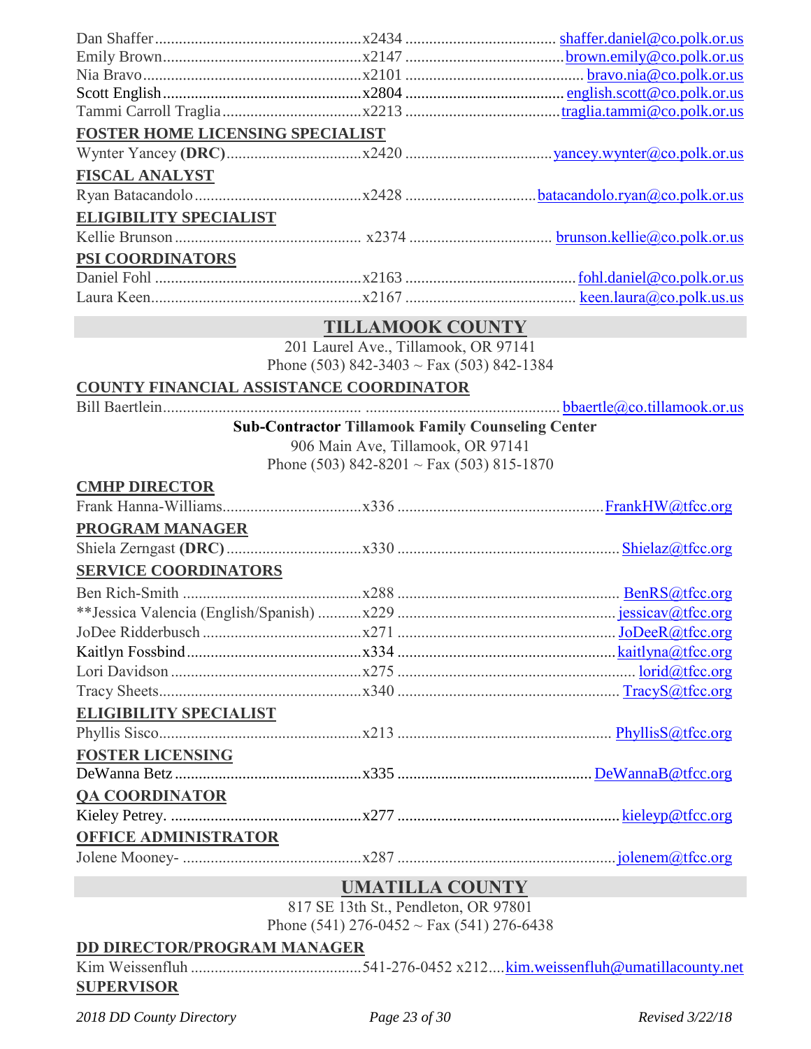Dan Shaffer ......x2434 ...... shaffer.daniel@co.polk.or.us
Emily Brown ......x2147 ...... brown.emily@co.polk.or.us
Nia Bravo ......x2101 ...... bravo.nia@co.polk.or.us
Scott English ......x2804 ...... english.scott@co.polk.or.us
Tammi Carroll Traglia ......x2213 ...... traglia.tammi@co.polk.or.us

**FOSTER HOME LICENSING SPECIALIST**

Wynter Yancey **(DRC)** ......x2420 ...... yancey.wynter@co.polk.or.us

**FISCAL ANALYST**

Ryan Batacandolo ......x2428 ...... batacandolo.ryan@co.polk.or.us

**ELIGIBILITY SPECIALIST**

Kellie Brunson ...... x2374 ...... brunson.kellie@co.polk.or.us

**PSI COORDINATORS**

Daniel Fohl ......x2163 ...... fohl.daniel@co.polk.or.us
Laura Keen......x2167 ...... keen.laura@co.polk.us.us

## TILLAMOOK COUNTY

201 Laurel Ave., Tillamook, OR 97141
Phone (503) 842-3403 ~ Fax (503) 842-1384

**COUNTY FINANCIAL ASSISTANCE COORDINATOR**

Bill Baertlein...... ...... bbaertle@co.tillamook.or.us

**Sub-Contractor Tillamook Family Counseling Center**
906 Main Ave, Tillamook, OR 97141
Phone (503) 842-8201 ~ Fax (503) 815-1870

**CMHP DIRECTOR**

Frank Hanna-Williams......x336 ...... FrankHW@tfcc.org

**PROGRAM MANAGER**

Shiela Zerngast **(DRC)** ......x330 ...... Shielaz@tfcc.org

**SERVICE COORDINATORS**

Ben Rich-Smith ......x288 ...... BenRS@tfcc.org
**Jessica Valencia (English/Spanish) ......x229 ...... jessicav@tfcc.org
JoDee Ridderbusch ......x271 ...... JoDeeR@tfcc.org
Kaitlyn Fossbind ......x334 ...... kaitlyna@tfcc.org
Lori Davidson ......x275 ...... lorid@tfcc.org
Tracy Sheets......x340 ...... TracyS@tfcc.org

**ELIGIBILITY SPECIALIST**

Phyllis Sisco......x213 ...... PhyllisS@tfcc.org

**FOSTER LICENSING**

DeWanna Betz ......x335 ...... DeWannaB@tfcc.org

**QA COORDINATOR**

Kieley Petrey. ......x277 ...... kieleyp@tfcc.org

**OFFICE ADMINISTRATOR**

Jolene Mooney- ......x287 ...... jolenem@tfcc.org

## UMATILLA COUNTY

817 SE 13th St., Pendleton, OR 97801
Phone (541) 276-0452 ~ Fax (541) 276-6438

**DD DIRECTOR/PROGRAM MANAGER**

Kim Weissenfluh ......541-276-0452 x212.... kim.weissenfluh@umatillacounty.net

**SUPERVISOR**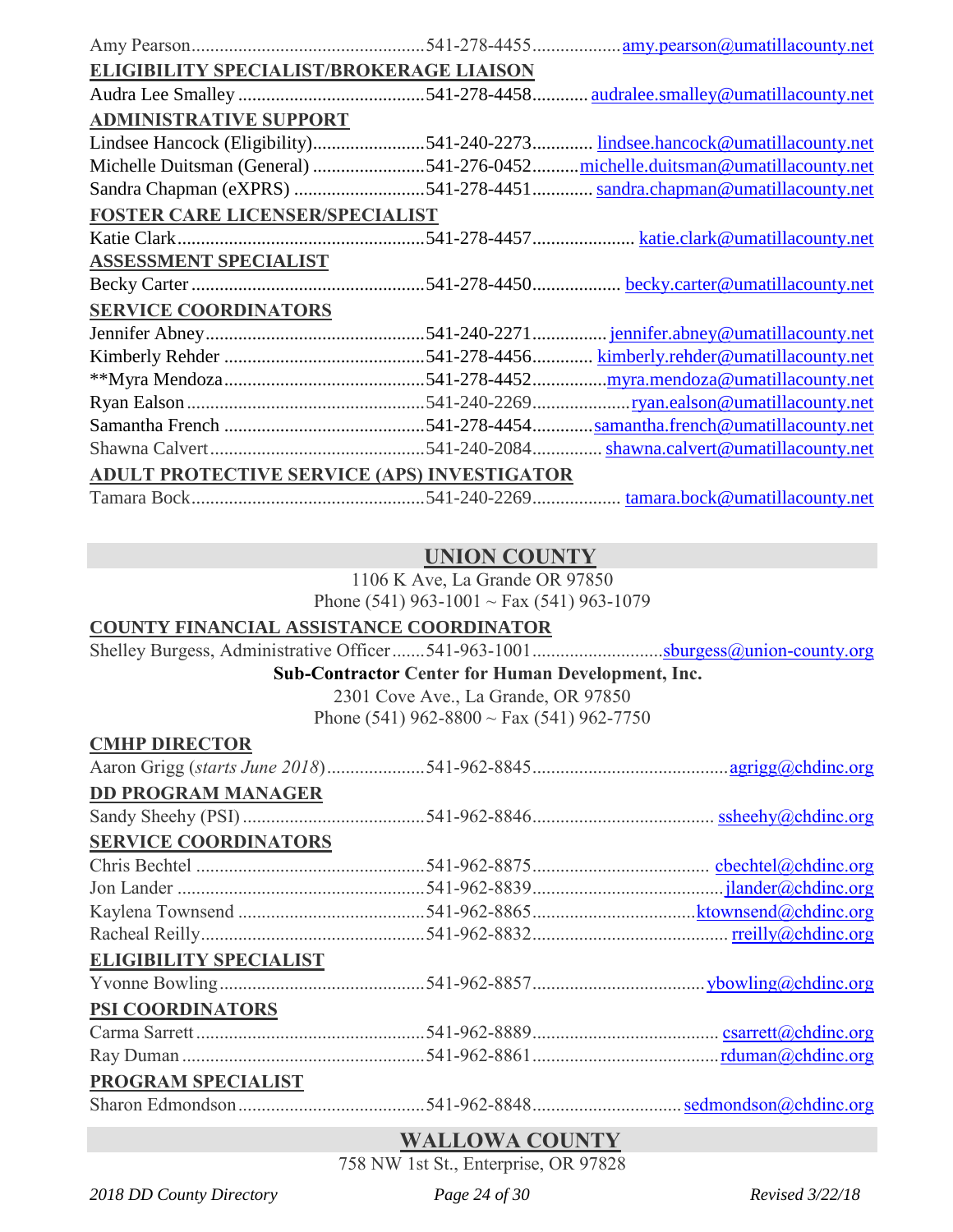Amy Pearson ........ 541-278-4455 ........ amy.pearson@umatillacounty.net

**ELIGIBILITY SPECIALIST/BROKERAGE LIAISON**

Audra Lee Smalley ........ 541-278-4458 ........ audralee.smalley@umatillacounty.net

**ADMINISTRATIVE SUPPORT**

Lindsee Hancock (Eligibility) ........ 541-240-2273 ........ lindsee.hancock@umatillacounty.net
Michelle Duitsman (General) ........ 541-276-0452 ........ michelle.duitsman@umatillacounty.net
Sandra Chapman (eXPRS) ........ 541-278-4451 ........ sandra.chapman@umatillacounty.net

**FOSTER CARE LICENSER/SPECIALIST**

Katie Clark ........ 541-278-4457 ........ katie.clark@umatillacounty.net

**ASSESSMENT SPECIALIST**

Becky Carter ........ 541-278-4450 ........ becky.carter@umatillacounty.net

**SERVICE COORDINATORS**

Jennifer Abney ........ 541-240-2271 ........ jennifer.abney@umatillacounty.net
Kimberly Rehder ........ 541-278-4456 ........ kimberly.rehder@umatillacounty.net
**Myra Mendoza ........ 541-278-4452 ........ myra.mendoza@umatillacounty.net
Ryan Ealson ........ 541-240-2269 ........ ryan.ealson@umatillacounty.net
Samantha French ........ 541-278-4454 ........ samantha.french@umatillacounty.net
Shawna Calvert ........ 541-240-2084 ........ shawna.calvert@umatillacounty.net

**ADULT PROTECTIVE SERVICE (APS) INVESTIGATOR**

Tamara Bock ........ 541-240-2269 ........ tamara.bock@umatillacounty.net

## UNION COUNTY

1106 K Ave, La Grande OR 97850
Phone (541) 963-1001 ~ Fax (541) 963-1079

**COUNTY FINANCIAL ASSISTANCE COORDINATOR**

Shelley Burgess, Administrative Officer ........ 541-963-1001 ........ sburgess@union-county.org

**Sub-Contractor Center for Human Development, Inc.**
2301 Cove Ave., La Grande, OR 97850
Phone (541) 962-8800 ~ Fax (541) 962-7750

**CMHP DIRECTOR**

Aaron Grigg (*starts June 2018*) ........ 541-962-8845 ........ agrigg@chdinc.org

**DD PROGRAM MANAGER**

Sandy Sheehy (PSI) ........ 541-962-8846 ........ ssheehy@chdinc.org

**SERVICE COORDINATORS**

Chris Bechtel ........ 541-962-8875 ........ cbechtel@chdinc.org
Jon Lander ........ 541-962-8839 ........ jlander@chdinc.org
Kaylena Townsend ........ 541-962-8865 ........ ktownsend@chdinc.org
Racheal Reilly ........ 541-962-8832 ........ rreilly@chdinc.org

**ELIGIBILITY SPECIALIST**

Yvonne Bowling ........ 541-962-8857 ........ ybowling@chdinc.org

**PSI COORDINATORS**

Carma Sarrett ........ 541-962-8889 ........ csarrett@chdinc.org
Ray Duman ........ 541-962-8861 ........ rduman@chdinc.org

**PROGRAM SPECIALIST**

Sharon Edmondson ........ 541-962-8848 ........ sedmondson@chdinc.org

## WALLOWA COUNTY

758 NW 1st St., Enterprise, OR 97828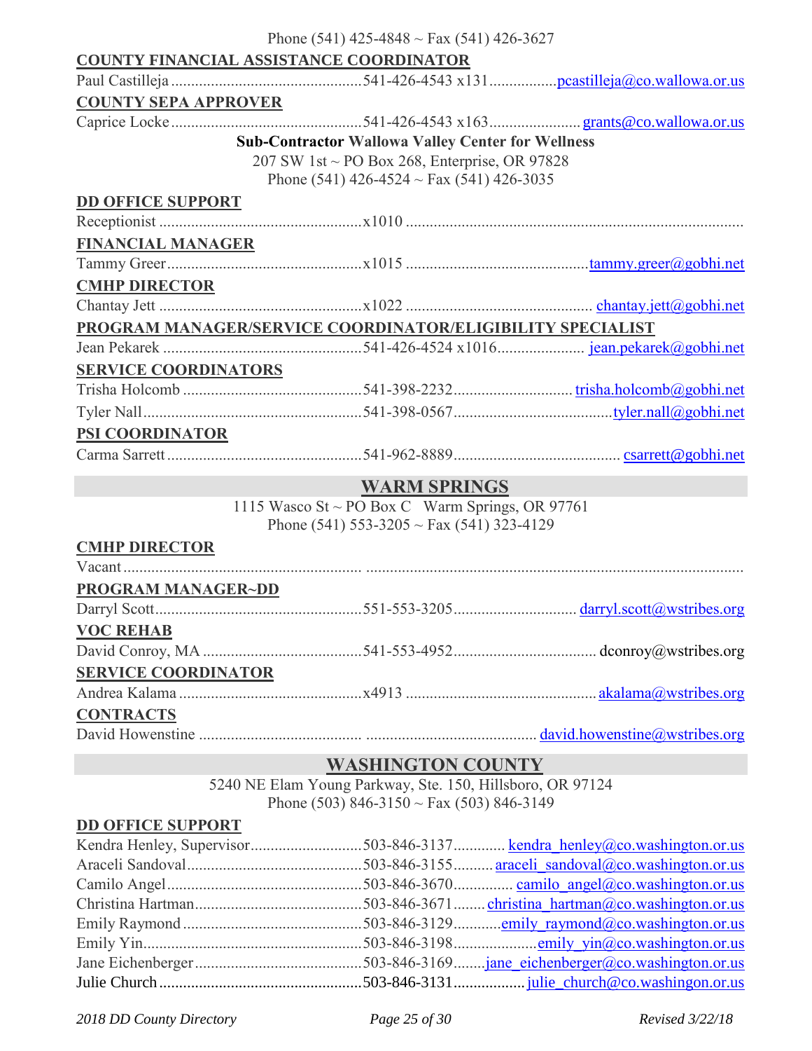Phone (541) 425-4848 ~ Fax (541) 426-3627

**COUNTY FINANCIAL ASSISTANCE COORDINATOR**

Paul Castilleja ............................................541-426-4543 x131................pcastilleja@co.wallowa.or.us

**COUNTY SEPA APPROVER**

Caprice Locke ............................................541-426-4543 x163...................... grants@co.wallowa.or.us

**Sub-Contractor Wallowa Valley Center for Wellness**
207 SW 1st ~ PO Box 268, Enterprise, OR 97828
Phone (541) 426-4524 ~ Fax (541) 426-3035

**DD OFFICE SUPPORT**

Receptionist ..................................................x1010 ....................................................................................

**FINANCIAL MANAGER**

Tammy Greer................................................x1015 .............................................tammy.greer@gobhi.net

**CMHP DIRECTOR**

Chantay Jett ..................................................x1022 .............................................. chantay.jett@gobhi.net

**PROGRAM MANAGER/SERVICE COORDINATOR/ELIGIBILITY SPECIALIST**

Jean Pekarek .................................................541-426-4524 x1016..................... jean.pekarek@gobhi.net

**SERVICE COORDINATORS**

Trisha Holcomb .............................................541-398-2232............................. trisha.holcomb@gobhi.net

Tyler Nall......................................................541-398-0567.......................................tyler.nall@gobhi.net

**PSI COORDINATOR**

Carma Sarrett ................................................541-962-8889......................................... csarrett@gobhi.net

## WARM SPRINGS

1115 Wasco St ~ PO Box C Warm Springs, OR 97761
Phone (541) 553-3205 ~ Fax (541) 323-4129

**CMHP DIRECTOR**

Vacant .......................................................... ..............................................................................................

**PROGRAM MANAGER~DD**

Darryl Scott...................................................551-553-3205.............................. darryl.scott@wstribes.org

**VOC REHAB**

David Conroy, MA .......................................541-553-4952................................... dconroy@wstribes.org

**SERVICE COORDINATOR**

Andrea Kalama .............................................x4913 ...............................................akalama@wstribes.org

**CONTRACTS**

David Howenstine ...................................... .......................................... david.howenstine@wstribes.org

## WASHINGTON COUNTY

5240 NE Elam Young Parkway, Ste. 150, Hillsboro, OR 97124
Phone (503) 846-3150 ~ Fax (503) 846-3149

**DD OFFICE SUPPORT**

Kendra Henley, Supervisor...........................503-846-3137............ kendra_henley@co.washington.or.us

Araceli Sandoval...........................................503-846-3155.......... araceli_sandoval@co.washington.or.us

Camilo Angel................................................503-846-3670.............. camilo_angel@co.washington.or.us

Christina Hartman.........................................503-846-3671........ christina_hartman@co.washington.or.us

Emily Raymond ............................................503-846-3129............emily_raymond@co.washington.or.us

Emily Yin......................................................503-846-3198....................emily_yin@co.washington.or.us

Jane Eichenberger..........................................503-846-3169........jane_eichenberger@co.washington.or.us

Julie Church ..................................................503-846-3131................. julie_church@co.washingon.or.us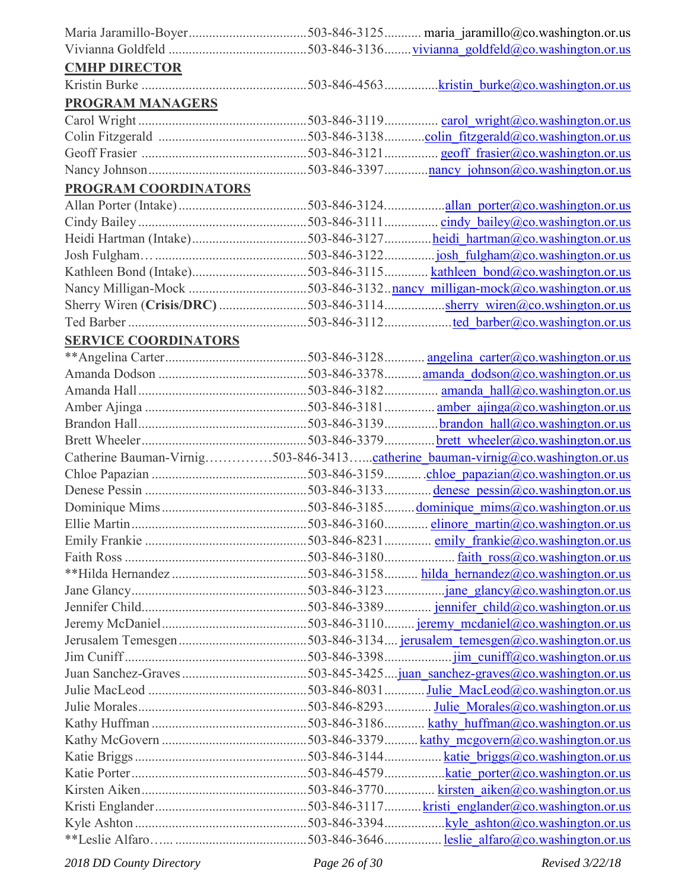Maria Jaramillo-Boyer.................................503-846-3125........... maria_jaramillo@co.washington.or.us
Vivianna Goldfeld .......................................503-846-3136........vivianna_goldfeld@co.washington.or.us

**CMHP DIRECTOR**

Kristin Burke ...............................................503-846-4563................kristin_burke@co.washington.or.us

**PROGRAM MANAGERS**

Carol Wright ................................................503-846-3119............... carol_wright@co.washington.or.us
Colin Fitzgerald ..........................................503-846-3138...........colin_fitzgerald@co.washington.or.us
Geoff Frasier ...............................................503-846-3121............... geoff_frasier@co.washington.or.us
Nancy Johnson.............................................503-846-3397............nancy_johnson@co.washington.or.us

**PROGRAM COORDINATORS**

Allan Porter (Intake) ....................................503-846-3124.................allan_porter@co.washington.or.us
Cindy Bailey ................................................503-846-3111............... cindy_bailey@co.washington.or.us
Heidi Hartman (Intake).................................503-846-3127.............heidi_hartman@co.washington.or.us
Josh Fulgham… ...........................................503-846-3122..............josh_fulgham@co.washington.or.us
Kathleen Bond (Intake).................................503-846-3115............ kathleen_bond@co.washington.or.us
Nancy Milligan-Mock ..................................503-846-3132..nancy_milligan-mock@co.washington.or.us
Sherry Wiren (**Crisis/DRC**) .........................503-846-3114.................sherry_wiren@co.wshington.or.us
Ted Barber ...................................................503-846-3112...................ted_barber@co.washington.or.us

**SERVICE COORDINATORS**

**Angelina Carter.........................................503-846-3128........... angelina_carter@co.washington.or.us
Amanda Dodson ...........................................503-846-3378..........amanda_dodson@co.washington.or.us
Amanda Hall ................................................503-846-3182............... amanda_hall@co.washington.or.us
Amber Ajinga ...............................................503-846-3181.............. amber_ajinga@co.washington.or.us
Brandon Hall.................................................503-846-3139...............brandon_hall@co.washington.or.us
Brett Wheeler................................................503-846-3379..............brett_wheeler@co.washington.or.us
Catherine Bauman-Virnig……………503-846-3413…...catherine_bauman-virnig@co.washington.or.us
Chloe Papazian .............................................503-846-3159........... .chloe_papazian@co.washington.or.us
Denese Pessin ...............................................503-846-3133.............denese_pessin@co.washington.or.us
Dominique Mims..........................................503-846-3185.........dominique_mims@co.washington.or.us
Ellie Martin...................................................503-846-3160............ elinore_martin@co.washington.or.us
Emily Frankie ...............................................503-846-8231............. emily_frankie@co.washington.or.us
Faith Ross .....................................................503-846-3180.................... faith_ross@co.washington.or.us
**Hilda Hernandez ........................................503-846-3158......... hilda_hernandez@co.washington.or.us
Jane Glancy...................................................503-846-3123.................jane_glancy@co.washington.or.us
Jennifer Child................................................503-846-3389............. jennifer_child@co.washington.or.us
Jeremy McDaniel..........................................503-846-3110......... jeremy_mcdaniel@co.washington.or.us
Jerusalem Temesgen.....................................503-846-3134.... jerusalem_temesgen@co.washington.or.us
Jim Cuniff.....................................................503-846-3398...................jim_cuniff@co.washington.or.us
Juan Sanchez-Graves....................................503-845-3425....juan_sanchez-graves@co.washington.or.us
Julie MacLeod ..............................................503-846-8031............Julie_MacLeod@co.washington.or.us
Julie Morales.................................................503-846-8293............. Julie_Morales@co.washington.or.us
Kathy Huffman .............................................503-846-3186............ kathy_huffman@co.washington.or.us
Kathy McGovern ..........................................503-846-3379..........kathy_mcgovern@co.washington.or.us
Katie Briggs..................................................503-846-3144................ katie_briggs@co.washington.or.us
Katie Porter...................................................503-846-4579.................katie_porter@co.washington.or.us
Kirsten Aiken................................................503-846-3770.............. kirsten_aiken@co.washington.or.us
Kristi Englander............................................503-846-3117...........kristi_englander@co.washington.or.us
Kyle Ashton..................................................503-846-3394.................kyle_ashton@co.washington.or.us
**Leslie Alfaro…. .......................................503-846-3646................ leslie_alfaro@co.washington.or.us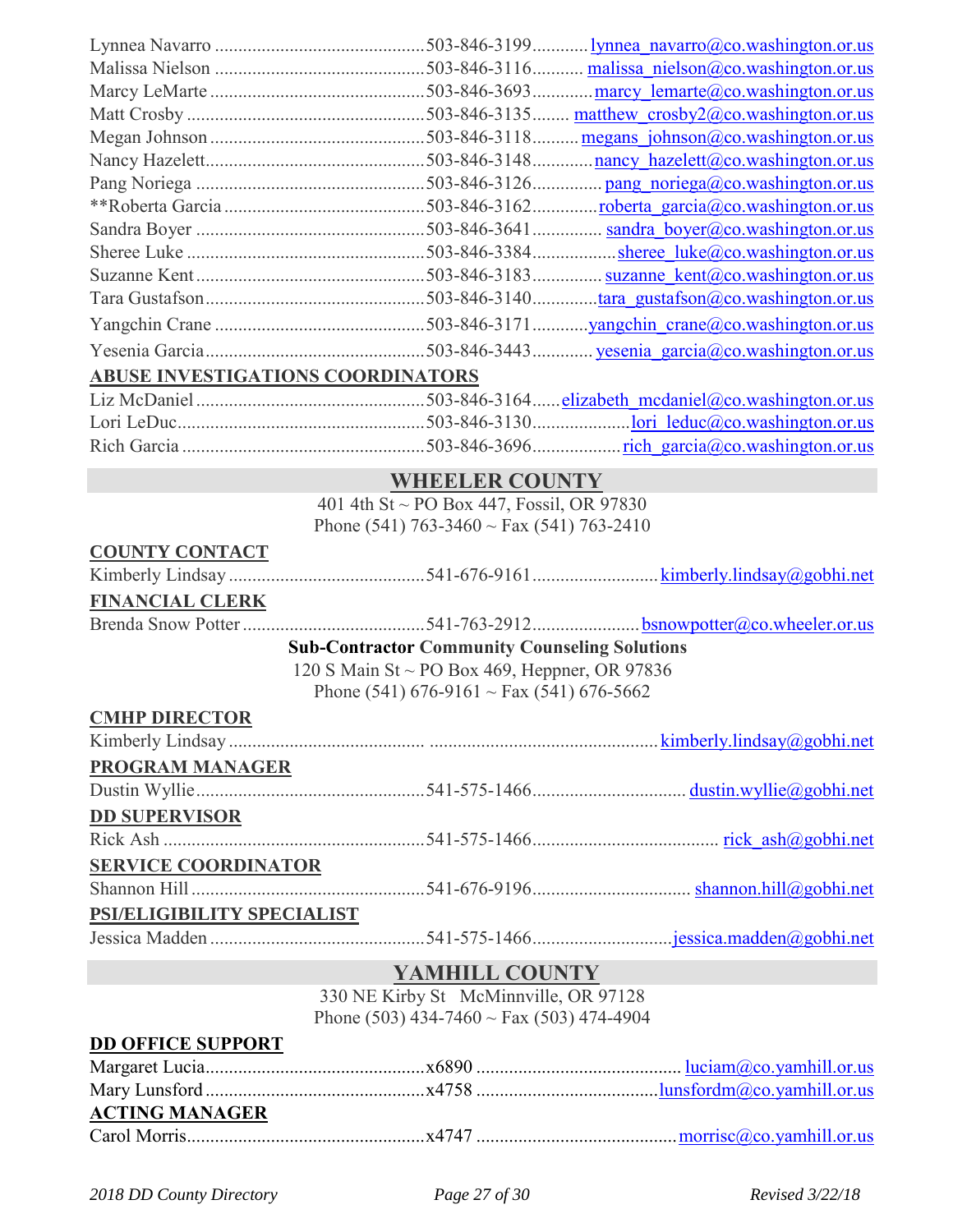Lynnea Navarro ............................................503-846-3199............ lynnea_navarro@co.washington.or.us
Malissa Nielson ............................................503-846-3116........... malissa_nielson@co.washington.or.us
Marcy LeMarte ............................................503-846-3693............. marcy_lemarte@co.washington.or.us
Matt Crosby ..................................................503-846-3135........ matthew_crosby2@co.washington.or.us
Megan Johnson ............................................503-846-3118.......... megans_johnson@co.washington.or.us
Nancy Hazelett...............................................503-846-3148............. nancy_hazelett@co.washington.or.us
Pang Noriega ................................................503-846-3126............... pang_noriega@co.washington.or.us
**Roberta Garcia ..........................................503-846-3162.............. roberta_garcia@co.washington.or.us
Sandra Boyer ................................................503-846-3641............... sandra_boyer@co.washington.or.us
Sheree Luke ..................................................503-846-3384................. sheree_luke@co.washington.or.us
Suzanne Kent ................................................503-846-3183............... suzanne_kent@co.washington.or.us
Tara Gustafson...............................................503-846-3140.............. tara_gustafson@co.washington.or.us
Yangchin Crane ............................................503-846-3171............ yangchin_crane@co.washington.or.us
Yesenia Garcia ..............................................503-846-3443............ yesenia_garcia@co.washington.or.us

**ABUSE INVESTIGATIONS COORDINATORS**

Liz McDaniel ................................................503-846-3164...... elizabeth_mcdaniel@co.washington.or.us
Lori LeDuc.....................................................503-846-3130..................... lori_leduc@co.washington.or.us
Rich Garcia ...................................................503-846-3696................... rich_garcia@co.washington.or.us

## WHEELER COUNTY

401 4th St ~ PO Box 447, Fossil, OR 97830
Phone (541) 763-3460 ~ Fax (541) 763-2410

**COUNTY CONTACT**

Kimberly Lindsay .........................................541-676-9161.......................... kimberly.lindsay@gobhi.net

**FINANCIAL CLERK**

Brenda Snow Potter ......................................541-763-2912...................... bsnowpotter@co.wheeler.or.us

**Sub-Contractor Community Counseling Solutions**

120 S Main St ~ PO Box 469, Heppner, OR 97836
Phone (541) 676-9161 ~ Fax (541) 676-5662

**CMHP DIRECTOR**

Kimberly Lindsay .......................................... ............................................... kimberly.lindsay@gobhi.net

**PROGRAM MANAGER**

Dustin Wyllie.................................................541-575-1466................................ dustin.wyllie@gobhi.net

**DD SUPERVISOR**

Rick Ash .......................................................541-575-1466....................................... rick_ash@gobhi.net

**SERVICE COORDINATOR**

Shannon Hill .................................................541-676-9196................................. shannon.hill@gobhi.net

**PSI/ELIGIBILITY SPECIALIST**

Jessica Madden .............................................541-575-1466............................. jessica.madden@gobhi.net

## YAMHILL COUNTY

330 NE Kirby St McMinnville, OR 97128
Phone (503) 434-7460 ~ Fax (503) 474-4904

**DD OFFICE SUPPORT**

Margaret Lucia..............................................x6890 ........................................... luciam@co.yamhill.or.us
Mary Lunsford ..............................................x4758 ...................................... lunsfordm@co.yamhill.or.us

**ACTING MANAGER**

Carol Morris..................................................x4747 .......................................... morrisc@co.yamhill.or.us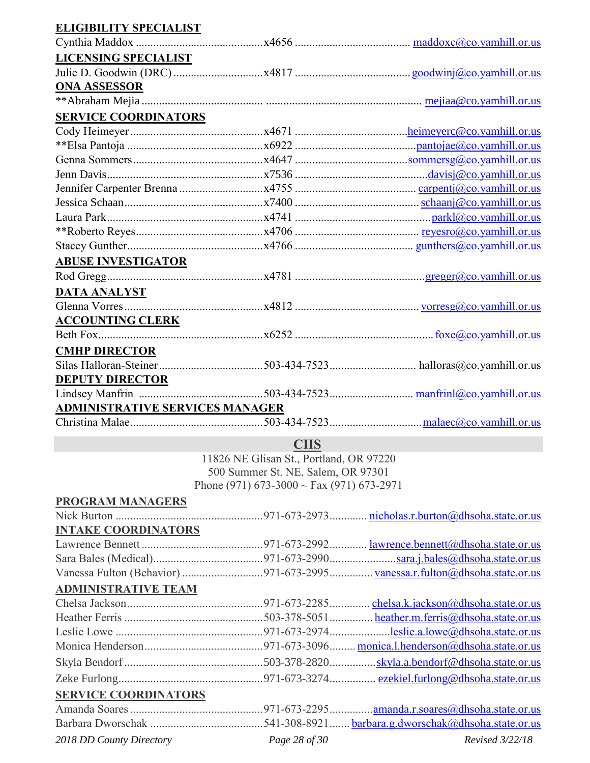**ELIGIBILITY SPECIALIST**

Cynthia Maddox ............................................x4656 ........................................ maddoxc@co.yamhill.or.us

**LICENSING SPECIALIST**

Julie D. Goodwin (DRC) ..............................x4817 ........................................ goodwinj@co.yamhill.or.us

**ONA ASSESSOR**

**Abraham Mejia .......................................... ..................................................... mejiaa@co.yamhill.or.us

**SERVICE COORDINATORS**

Cody Heimeyer..............................................x4671 ......................................heimeyerc@co.yamhill.or.us

**Elsa Pantoja ...............................................x6922 ..........................................pantojae@co.yamhill.or.us

Genna Sommers.............................................x4647 ......................................sommersg@co.yamhill.or.us

Jenn Davis......................................................x7536 .............................................davisj@co.yamhill.or.us

Jennifer Carpenter Brenna .............................x4755 .......................................... carpentj@co.yamhill.or.us

Jessica Schaan................................................x7400 ........................................... schaanj@co.yamhill.or.us

Laura Park......................................................x4741 ...............................................parkl@co.yamhill.or.us

**Roberto Reyes............................................x4706 ........................................... reyesro@co.yamhill.or.us

Stacey Gunther...............................................x4766 ......................................... gunthers@co.yamhill.or.us

**ABUSE INVESTIGATOR**

Rod Gregg......................................................x4781 ............................................greggr@co.yamhill.or.us

**DATA ANALYST**

Glenna Vorres................................................x4812 ........................................... vorresg@co.yamhill.or.us

**ACCOUNTING CLERK**

Beth Fox.........................................................x6252 ................................................foxe@co.yamhill.or.us

**CMHP DIRECTOR**

Silas Halloran-Steiner....................................503-434-7523.............................. halloras@co.yamhill.or.us

**DEPUTY DIRECTOR**

Lindsey Manfrin ...........................................503-434-7523............................. manfrinl@co.yamhill.or.us

**ADMINISTRATIVE SERVICES MANAGER**

Christina Malae..............................................503-434-7523................................malaec@co.yamhill.or.us

## CIIS

11826 NE Glisan St., Portland, OR 97220
500 Summer St. NE, Salem, OR 97301
Phone (971) 673-3000 ~ Fax (971) 673-2971

**PROGRAM MANAGERS**

Nick Burton ...................................................971-673-2973............ nicholas.r.burton@dhsoha.state.or.us

**INTAKE COORDINATORS**

Lawrence Bennett ..........................................971-673-2992............ lawrence.bennett@dhsoha.state.or.us

Sara Bales (Medical)......................................971-673-2990......................sara.j.bales@dhsoha.state.or.us

Vanessa Fulton (Behavior) ............................971-673-2995.............. vanessa.r.fulton@dhsoha.state.or.us

**ADMINISTRATIVE TEAM**

Chelsa Jackson...............................................971-673-2285............. chelsa.k.jackson@dhsoha.state.or.us

Heather Ferris ................................................503-378-5051.............. heather.m.ferris@dhsoha.state.or.us

Leslie Lowe ...................................................971-673-2974....................leslie.a.lowe@dhsoha.state.or.us

Monica Henderson.........................................971-673-3096......... monica.l.henderson@dhsoha.state.or.us

Skyla Bendorf ................................................503-378-2820................skyla.a.bendorf@dhsoha.state.or.us

Zeke Furlong..................................................971-673-3274............... ezekiel.furlong@dhsoha.state.or.us

**SERVICE COORDINATORS**

Amanda Soares ..............................................971-673-2295..............amanda.r.soares@dhsoha.state.or.us

Barbara Dworschak .......................................541-308-8921....... barbara.g.dworschak@dhsoha.state.or.us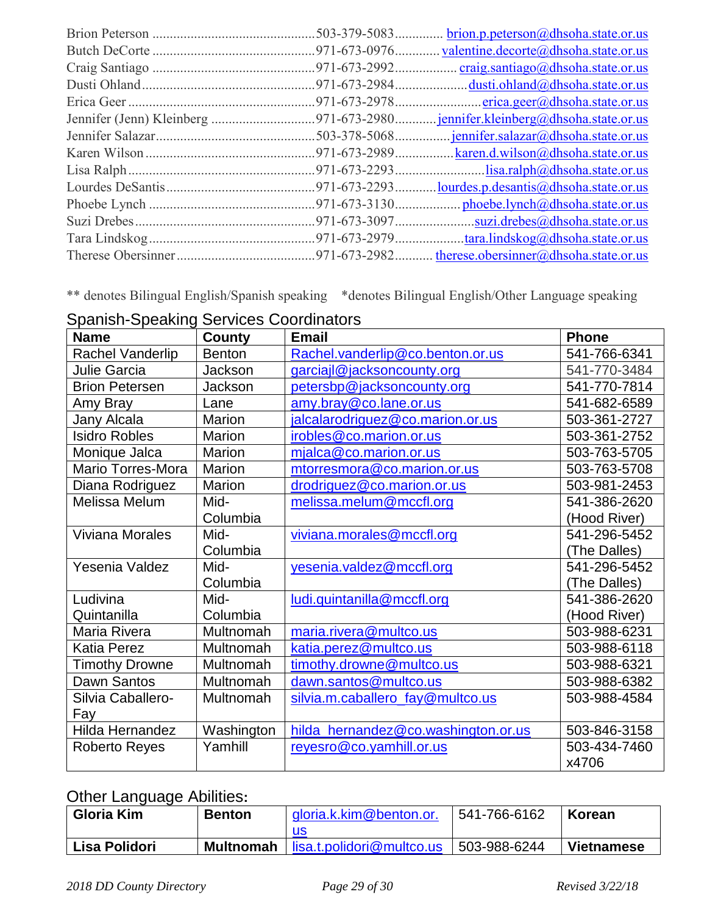Brion Peterson ............................................503-379-5083............. brion.p.peterson@dhsoha.state.or.us
Butch DeCorte ............................................971-673-0976............ valentine.decorte@dhsoha.state.or.us
Craig Santiago ............................................971-673-2992................. craig.santiago@dhsoha.state.or.us
Dusti Ohland ................................................971-673-2984.................... dusti.ohland@dhsoha.state.or.us
Erica Geer .....................................................971-673-2978........................ erica.geer@dhsoha.state.or.us
Jennifer (Jenn) Kleinberg ............................971-673-2980........... jennifer.kleinberg@dhsoha.state.or.us
Jennifer Salazar.............................................503-378-5068............... jennifer.salazar@dhsoha.state.or.us
Karen Wilson ................................................971-673-2989................ karen.d.wilson@dhsoha.state.or.us
Lisa Ralph .....................................................971-673-2293........................ lisa.ralph@dhsoha.state.or.us
Lourdes DeSantis...........................................971-673-2293........... lourdes.p.desantis@dhsoha.state.or.us
Phoebe Lynch ...............................................971-673-3130.................. phoebe.lynch@dhsoha.state.or.us
Suzi Drebes ...................................................971-673-3097...................... suzi.drebes@dhsoha.state.or.us
Tara Lindskog ...............................................971-673-2979.................. tara.lindskog@dhsoha.state.or.us
Therese Obersinner .......................................971-673-2982.......... therese.obersinner@dhsoha.state.or.us

** denotes Bilingual English/Spanish speaking    *denotes Bilingual English/Other Language speaking

## Spanish-Speaking Services Coordinators

| Name | County | Email | Phone |
|---|---|---|---|
| Rachel Vanderlip | Benton | Rachel.vanderlip@co.benton.or.us | 541-766-6341 |
| Julie Garcia | Jackson | garciajl@jacksoncounty.org | 541-770-3484 |
| Brion Petersen | Jackson | petersbp@jacksoncounty.org | 541-770-7814 |
| Amy Bray | Lane | amy.bray@co.lane.or.us | 541-682-6589 |
| Jany Alcala | Marion | jalcalarodriguez@co.marion.or.us | 503-361-2727 |
| Isidro Robles | Marion | irobles@co.marion.or.us | 503-361-2752 |
| Monique Jalca | Marion | mjalca@co.marion.or.us | 503-763-5705 |
| Mario Torres-Mora | Marion | mtorresmora@co.marion.or.us | 503-763-5708 |
| Diana Rodriguez | Marion | drodriguez@co.marion.or.us | 503-981-2453 |
| Melissa Melum | Mid-Columbia | melissa.melum@mccfl.org | 541-386-2620 (Hood River) |
| Viviana Morales | Mid-Columbia | viviana.morales@mccfl.org | 541-296-5452 (The Dalles) |
| Yesenia Valdez | Mid-Columbia | yesenia.valdez@mccfl.org | 541-296-5452 (The Dalles) |
| Ludivina Quintanilla | Mid-Columbia | ludi.quintanilla@mccfl.org | 541-386-2620 (Hood River) |
| Maria Rivera | Multnomah | maria.rivera@multco.us | 503-988-6231 |
| Katia Perez | Multnomah | katia.perez@multco.us | 503-988-6118 |
| Timothy Drowne | Multnomah | timothy.drowne@multco.us | 503-988-6321 |
| Dawn Santos | Multnomah | dawn.santos@multco.us | 503-988-6382 |
| Silvia Caballero-Fay | Multnomah | silvia.m.caballero_fay@multco.us | 503-988-4584 |
| Hilda Hernandez | Washington | hilda_hernandez@co.washington.or.us | 503-846-3158 |
| Roberto Reyes | Yamhill | reyesro@co.yamhill.or.us | 503-434-7460 x4706 |

## Other Language Abilities:

| | | | | |
|---|---|---|---|---|
| **Gloria Kim** | **Benton** | gloria.k.kim@benton.or.us | 541-766-6162 | **Korean** |
| **Lisa Polidori** | **Multnomah** | lisa.t.polidori@multco.us | 503-988-6244 | **Vietnamese** |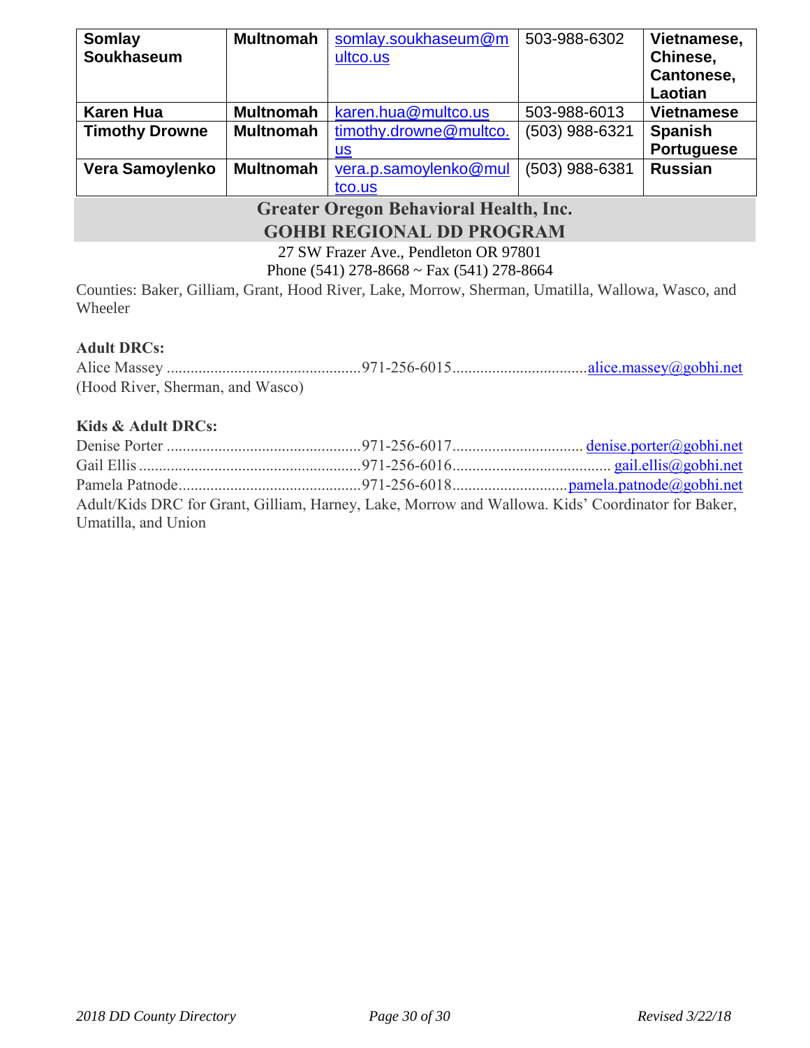| | | | | |
|---|---|---|---|---|
| **Somlay Soukhaseum** | **Multnomah** | somlay.soukhaseum@multco.us | 503-988-6302 | **Vietnamese, Chinese, Cantonese, Laotian** |
| **Karen Hua** | **Multnomah** | karen.hua@multco.us | 503-988-6013 | **Vietnamese** |
| **Timothy Drowne** | **Multnomah** | timothy.drowne@multco.us | (503) 988-6321 | **Spanish Portuguese** |
| **Vera Samoylenko** | **Multnomah** | vera.p.samoylenko@multco.us | (503) 988-6381 | **Russian** |

## Greater Oregon Behavioral Health, Inc.
## GOHBI REGIONAL DD PROGRAM

27 SW Frazer Ave., Pendleton OR 97801
Phone (541) 278-8668 ~ Fax (541) 278-8664

Counties: Baker, Gilliam, Grant, Hood River, Lake, Morrow, Sherman, Umatilla, Wallowa, Wasco, and Wheeler

**Adult DRCs:**

Alice Massey ........ 971-256-6015 ........ alice.massey@gobhi.net
(Hood River, Sherman, and Wasco)

**Kids & Adult DRCs:**

Denise Porter ........ 971-256-6017 ........ denise.porter@gobhi.net
Gail Ellis ........ 971-256-6016 ........ gail.ellis@gobhi.net
Pamela Patnode ........ 971-256-6018 ........ pamela.patnode@gobhi.net
Adult/Kids DRC for Grant, Gilliam, Harney, Lake, Morrow and Wallowa. Kids' Coordinator for Baker, Umatilla, and Union